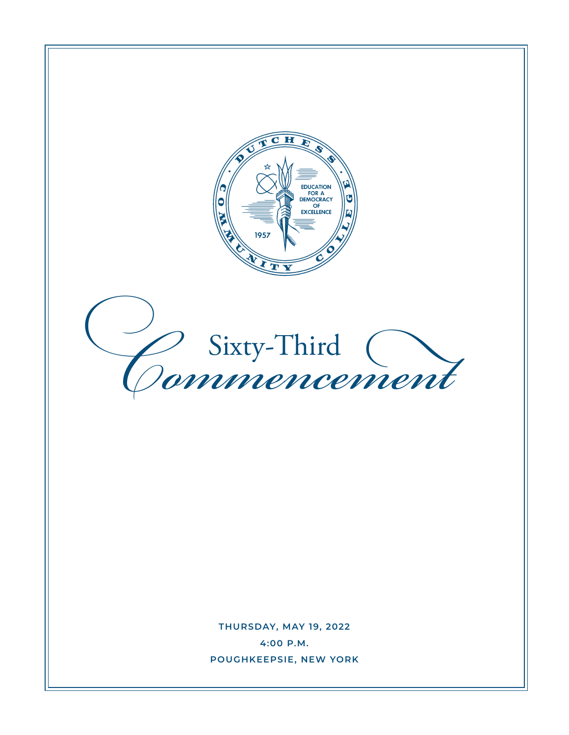DUTCHESS COMMUNITY COLLEGE

EDUCATION FOR A DEMOCRACY OF EXCELLENCE

1957

# Sixty-Third Commencement

**THURSDAY, MAY 19, 2022**

**4:00 P.M.**

**POUGHKEEPSIE, NEW YORK**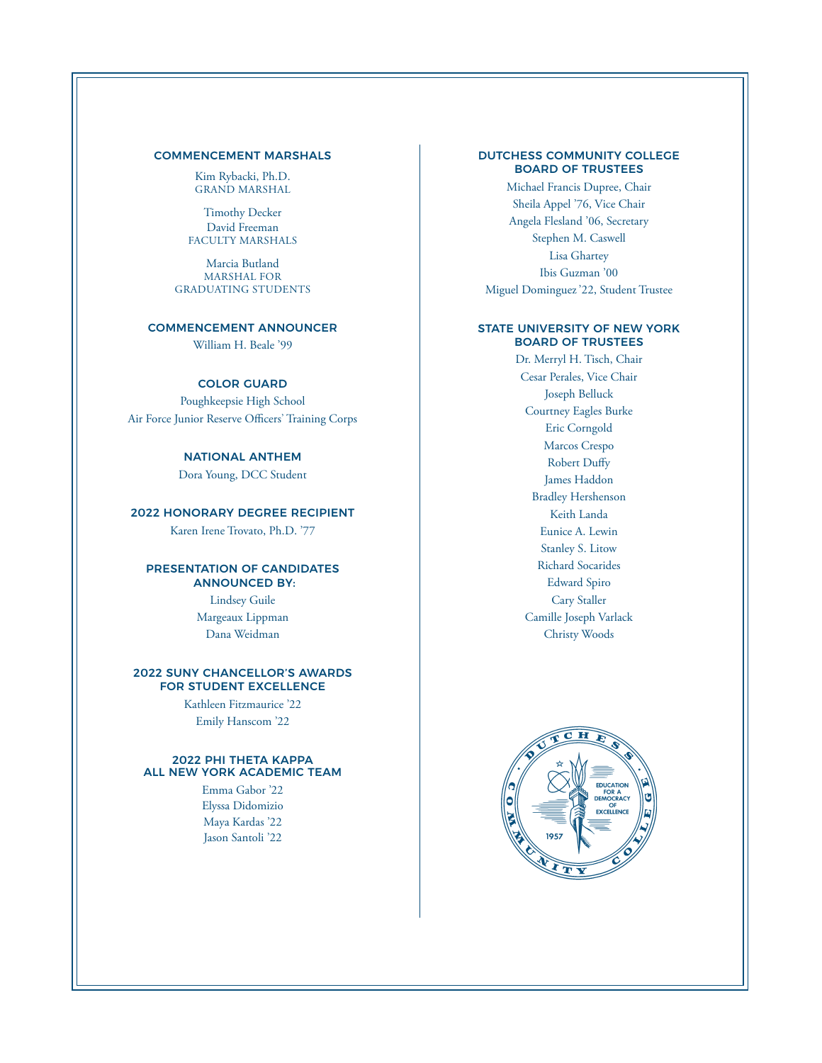## COMMENCEMENT MARSHALS

Kim Rybacki, Ph.D.
GRAND MARSHAL

Timothy Decker
David Freeman
FACULTY MARSHALS

Marcia Butland
MARSHAL FOR
GRADUATING STUDENTS

## COMMENCEMENT ANNOUNCER

William H. Beale '99

## COLOR GUARD

Poughkeepsie High School
Air Force Junior Reserve Officers' Training Corps

## NATIONAL ANTHEM

Dora Young, DCC Student

## 2022 HONORARY DEGREE RECIPIENT

Karen Irene Trovato, Ph.D. '77

## PRESENTATION OF CANDIDATES ANNOUNCED BY:

Lindsey Guile
Margeaux Lippman
Dana Weidman

## 2022 SUNY CHANCELLOR'S AWARDS FOR STUDENT EXCELLENCE

Kathleen Fitzmaurice '22
Emily Hanscom '22

## 2022 PHI THETA KAPPA ALL NEW YORK ACADEMIC TEAM

Emma Gabor '22
Elyssa Didomizio
Maya Kardas '22
Jason Santoli '22

## DUTCHESS COMMUNITY COLLEGE BOARD OF TRUSTEES

Michael Francis Dupree, Chair
Sheila Appel '76, Vice Chair
Angela Flesland '06, Secretary
Stephen M. Caswell
Lisa Ghartey
Ibis Guzman '00
Miguel Dominguez '22, Student Trustee

## STATE UNIVERSITY OF NEW YORK BOARD OF TRUSTEES

Dr. Merryl H. Tisch, Chair
Cesar Perales, Vice Chair
Joseph Belluck
Courtney Eagles Burke
Eric Corngold
Marcos Crespo
Robert Duffy
James Haddon
Bradley Hershenson
Keith Landa
Eunice A. Lewin
Stanley S. Litow
Richard Socarides
Edward Spiro
Cary Staller
Camille Joseph Varlack
Christy Woods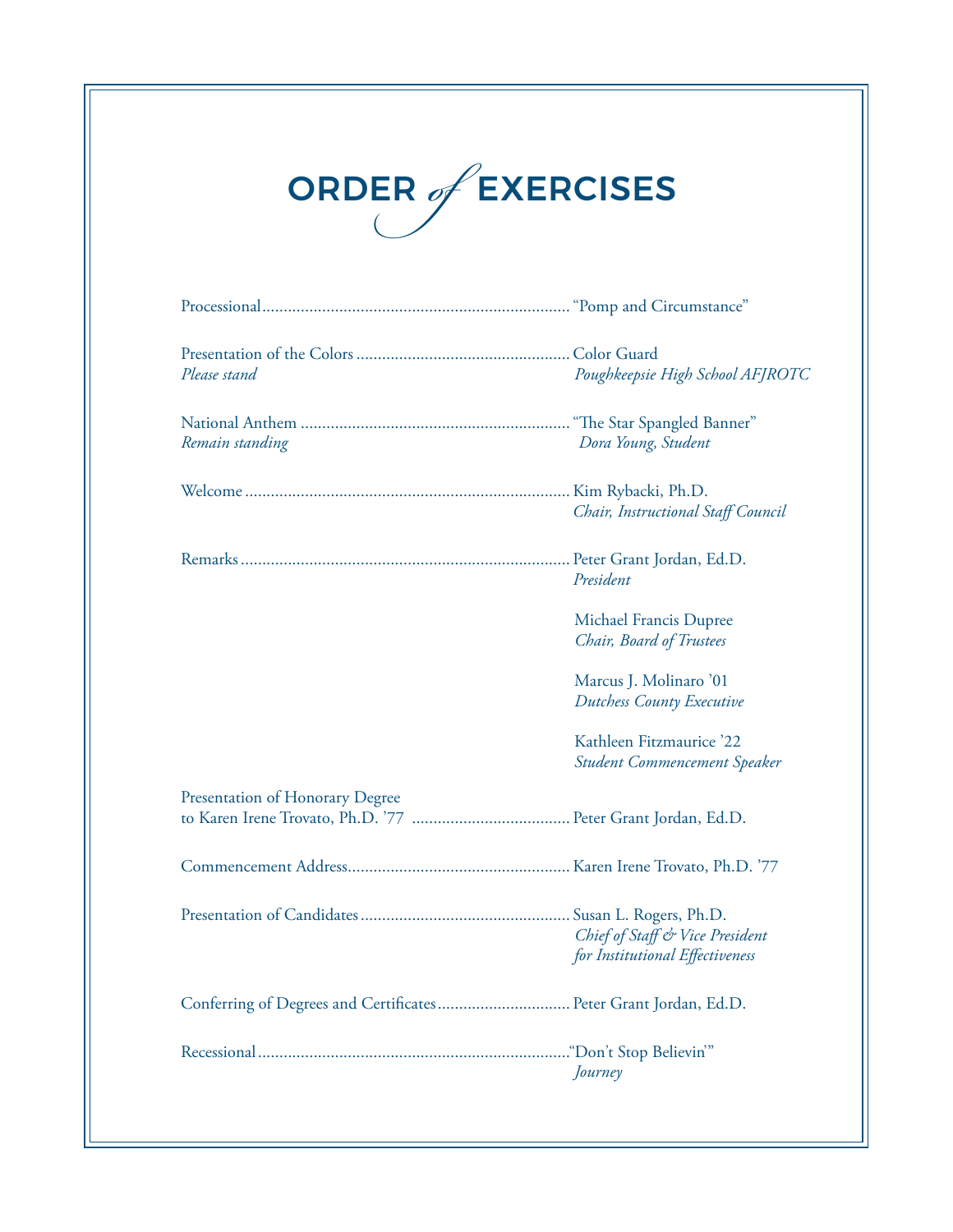# ORDER *of* EXERCISES

Processional........................................................................ "Pomp and Circumstance"

Presentation of the Colors .................................................. Color Guard
*Please stand* — *Poughkeepsie High School AFJROTC*

National Anthem ............................................................... "The Star Spangled Banner"
*Remain standing* — *Dora Young, Student*

Welcome ............................................................................ Kim Rybacki, Ph.D.
*Chair, Instructional Staff Council*

Remarks ............................................................................. Peter Grant Jordan, Ed.D.
*President*

Michael Francis Dupree
*Chair, Board of Trustees*

Marcus J. Molinaro '01
*Dutchess County Executive*

Kathleen Fitzmaurice '22
*Student Commencement Speaker*

Presentation of Honorary Degree
to Karen Irene Trovato, Ph.D. '77 ..................................... Peter Grant Jordan, Ed.D.

Commencement Address.................................................... Karen Irene Trovato, Ph.D. '77

Presentation of Candidates ................................................. Susan L. Rogers, Ph.D.
*Chief of Staff & Vice President*
*for Institutional Effectiveness*

Conferring of Degrees and Certificates ............................... Peter Grant Jordan, Ed.D.

Recessional.........................................................................."Don't Stop Believin'"
*Journey*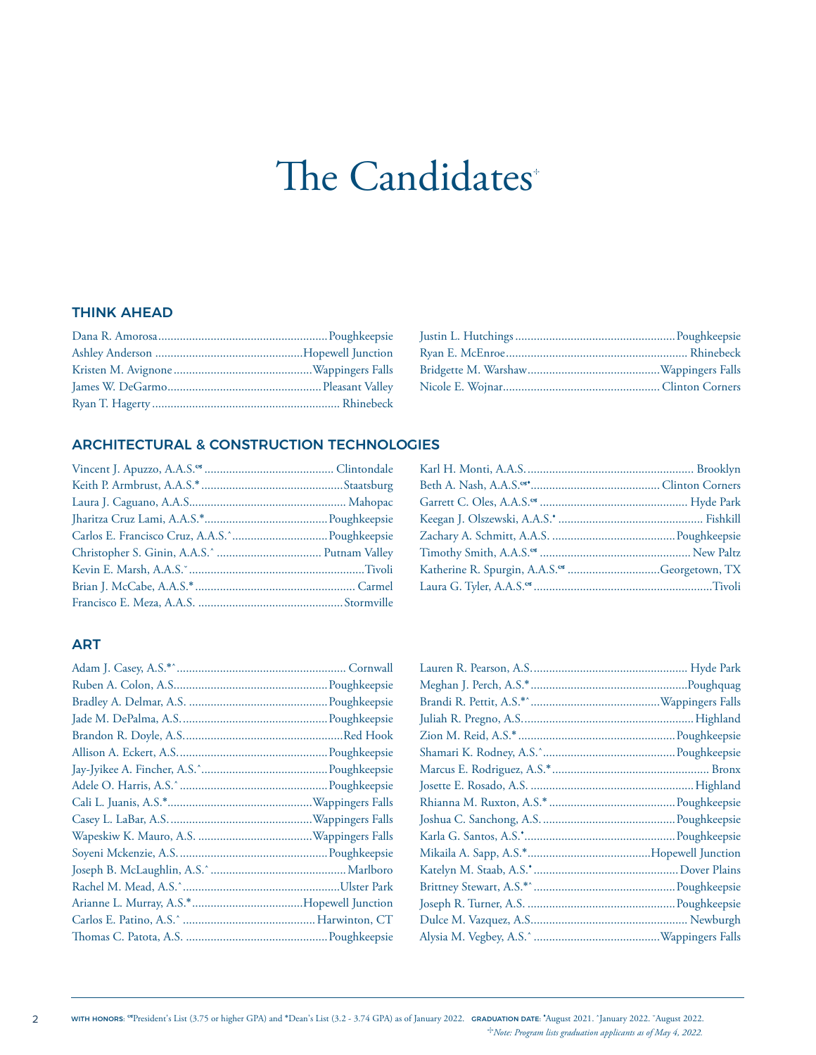# The Candidates✣

## THINK AHEAD

Dana R. Amorosa....... Poughkeepsie
Ashley Anderson....... Hopewell Junction
Kristen M. Avignone....... Wappingers Falls
James W. DeGarmo....... Pleasant Valley
Ryan T. Hagerty....... Rhinebeck
Justin L. Hutchings....... Poughkeepsie
Ryan E. McEnroe....... Rhinebeck
Bridgette M. Warshaw....... Wappingers Falls
Nicole E. Wojnar....... Clinton Corners

## ARCHITECTURAL & CONSTRUCTION TECHNOLOGIES

Vincent J. Apuzzo, A.A.S.❦ ....... Clintondale
Keith P. Armbrust, A.A.S.* ....... Staatsburg
Laura J. Caguano, A.A.S. ....... Mahopac
Jharitza Cruz Lami, A.A.S.* ....... Poughkeepsie
Carlos E. Francisco Cruz, A.A.S.^ ....... Poughkeepsie
Christopher S. Ginin, A.A.S.^ ....... Putnam Valley
Kevin E. Marsh, A.A.S.˜ ....... Tivoli
Brian J. McCabe, A.A.S.* ....... Carmel
Francisco E. Meza, A.A.S. ....... Stormville
Karl H. Monti, A.A.S. ....... Brooklyn
Beth A. Nash, A.A.S.❦• ....... Clinton Corners
Garrett C. Oles, A.A.S.❦ ....... Hyde Park
Keegan J. Olszewski, A.A.S.• ....... Fishkill
Zachary A. Schmitt, A.A.S. ....... Poughkeepsie
Timothy Smith, A.A.S.❦ ....... New Paltz
Katherine R. Spurgin, A.A.S.❦ ....... Georgetown, TX
Laura G. Tyler, A.A.S.❦ ....... Tivoli

## ART

Adam J. Casey, A.S.*^ ....... Cornwall
Ruben A. Colon, A.S. ....... Poughkeepsie
Bradley A. Delmar, A.S. ....... Poughkeepsie
Jade M. DePalma, A.S. ....... Poughkeepsie
Brandon R. Doyle, A.S. ....... Red Hook
Allison A. Eckert, A.S. ....... Poughkeepsie
Jay-Jyikee A. Fincher, A.S.^ ....... Poughkeepsie
Adele O. Harris, A.S.^ ....... Poughkeepsie
Cali L. Juanis, A.S.* ....... Wappingers Falls
Casey L. LaBar, A.S. ....... Wappingers Falls
Wapeskiw K. Mauro, A.S. ....... Wappingers Falls
Soyeni Mckenzie, A.S. ....... Poughkeepsie
Joseph B. McLaughlin, A.S.^ ....... Marlboro
Rachel M. Mead, A.S.^ ....... Ulster Park
Arianne L. Murray, A.S.* ....... Hopewell Junction
Carlos E. Patino, A.S.^ ....... Harwinton, CT
Thomas C. Patota, A.S. ....... Poughkeepsie
Lauren R. Pearson, A.S. ....... Hyde Park
Meghan J. Perch, A.S.* ....... Poughquag
Brandi R. Pettit, A.S.*^ ....... Wappingers Falls
Juliah R. Pregno, A.S. ....... Highland
Zion M. Reid, A.S.* ....... Poughkeepsie
Shamari K. Rodney, A.S.^ ....... Poughkeepsie
Marcus E. Rodriguez, A.S.* ....... Bronx
Josette E. Rosado, A.S. ....... Highland
Rhianna M. Ruxton, A.S.* ....... Poughkeepsie
Joshua C. Sanchong, A.S. ....... Poughkeepsie
Karla G. Santos, A.S.• ....... Poughkeepsie
Mikaila A. Sapp, A.S.* ....... Hopewell Junction
Katelyn M. Staab, A.S.• ....... Dover Plains
Brittney Stewart, A.S.*^ ....... Poughkeepsie
Joseph R. Turner, A.S. ....... Poughkeepsie
Dulce M. Vazquez, A.S. ....... Newburgh
Alysia M. Vegbey, A.S.^ ....... Wappingers Falls

---

**WITH HONORS**: ❦President's List (3.75 or higher GPA) and *Dean's List (3.2 - 3.74 GPA) as of January 2022. **GRADUATION DATE**: •August 2021. ^January 2022. ˜August 2022.

✣*Note: Program lists graduation applicants as of May 4, 2022.*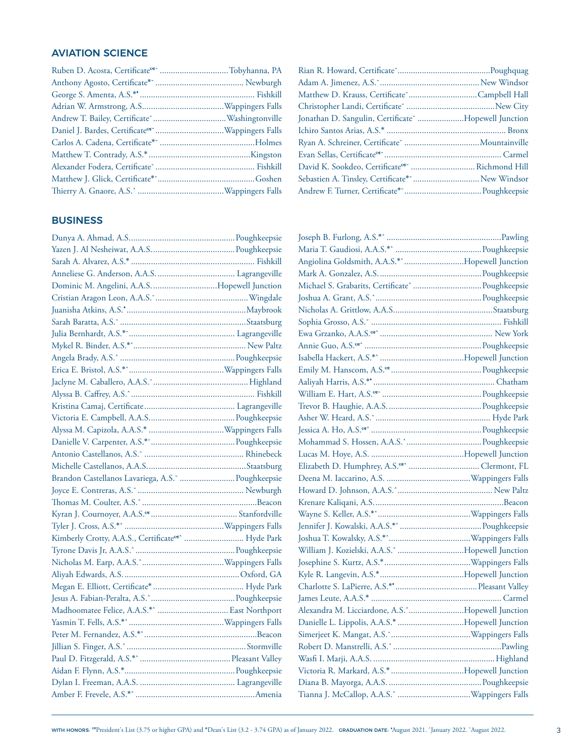## AVIATION SCIENCE

- Ruben D. Acosta, Certificate✉ˇ ... Tobyhanna, PA
- Anthony Agosto, Certificate*ˇ ... Newburgh
- George S. Amenta, A.S.*• ... Fishkill
- Adrian W. Armstrong, A.S. ... Wappingers Falls
- Andrew T. Bailey, Certificateˇ ... Washingtonville
- Daniel J. Bardes, Certificate✉ˇ ... Wappingers Falls
- Carlos A. Cadena, Certificate*ˇ ... Holmes
- Matthew T. Contrady, A.S.* ... Kingston
- Alexander Fodera, Certificateˇ ... Fishkill
- Matthew J. Glick, Certificate*ˇ ... Goshen
- Thierry A. Gnaore, A.S.^ ... Wappingers Falls
- Rian R. Howard, Certificateˇ ... Poughquag
- Adam A. Jimenez, A.S.ˇ ... New Windsor
- Matthew D. Krauss, Certificateˇ ... Campbell Hall
- Christopher Landi, Certificateˇ ... New City
- Jonathan D. Sangulin, Certificateˇ ... Hopewell Junction
- Ichiro Santos Arias, A.S.* ... Bronx
- Ryan A. Schreiner, Certificateˇ ... Mountainville
- Evan Sellas, Certificate✉ˇ ... Carmel
- David K. Sookdeo, Certificate✉ˇ ... Richmond Hill
- Sebastien A. Tinsley, Certificate*ˇ ... New Windsor
- Andrew F. Turner, Certificate*ˇ ... Poughkeepsie

## BUSINESS

- Dunya A. Ahmad, A.S. ... Poughkeepsie
- Yazen J. Al Nesheiwat, A.A.S. ... Poughkeepsie
- Sarah A. Alvarez, A.S.* ... Fishkill
- Anneliese G. Anderson, A.A.S. ... Lagrangeville
- Dominic M. Angelini, A.A.S. ... Hopewell Junction
- Cristian Aragon Leon, A.A.S.ˇ ... Wingdale
- Juanisha Atkins, A.S.• ... Maybrook
- Sarah Baratta, A.S.ˇ ... Staatsburg
- Julia Bernhardt, A.S.*ˇ ... Lagrangeville
- Mykel R. Binder, A.S.*^ ... New Paltz
- Angela Brady, A.S.^ ... Poughkeepsie
- Erica E. Bristol, A.S.*^ ... Wappingers Falls
- Jaclyne M. Caballero, A.A.S.ˇ ... Highland
- Alyssa B. Caffrey, A.S.^ ... Fishkill
- Kristina Camaj, Certificate ... Lagrangeville
- Victoria E. Campbell, A.A.S. ... Poughkeepsie
- Alyssa M. Capizola, A.A.S.* ... Wappingers Falls
- Danielle V. Carpenter, A.S.*ˇ ... Poughkeepsie
- Antonio Castellanos, A.S.ˇ ... Rhinebeck
- Michelle Castellanos, A.A.S. ... Staatsburg
- Brandon Castellanos Lavariega, A.S.ˇ ... Poughkeepsie
- Joyce E. Contreras, A.S.ˇ ... Newburgh
- Thomas M. Coulter, A.S.^ ... Beacon
- Kyran J. Cournoyer, A.A.S.✉ ... Stanfordville
- Tyler J. Cross, A.S.*^ ... Wappingers Falls
- Kimberly Crotty, A.A.S., Certificate✉^ ... Hyde Park
- Tyrone Davis Jr, A.A.S.^ ... Poughkeepsie
- Nicholas M. Earp, A.A.S.^ ... Wappingers Falls
- Aliyah Edwards, A.S. ... Oxford, GA
- Megan E. Elliott, Certificate* ... Hyde Park
- Jesus A. Fabian-Peralta, A.S.^ ... Poughkeepsie
- Madhoomatee Felice, A.A.S.*^ ... East Northport
- Yasmin T. Fells, A.S.*^ ... Wappingers Falls
- Peter M. Fernandez, A.S.*^ ... Beacon
- Jillian S. Finger, A.S.^ ... Stormville
- Paul D. Fitzgerald, A.S.*^ ... Pleasant Valley
- Aidan F. Flynn, A.S.* ... Poughkeepsie
- Dylan I. Freeman, A.A.S. ... Lagrangeville
- Amber F. Frevele, A.S.*^ ... Amenia
- Joseph B. Furlong, A.S.*^ ... Pawling
- Maria T. Gaudiosi, A.A.S.*^ ... Poughkeepsie
- Angiolina Goldsmith, A.A.S.*^ ... Hopewell Junction
- Mark A. Gonzalez, A.S. ... Poughkeepsie
- Michael S. Grabarits, Certificate^ ... Poughkeepsie
- Joshua A. Grant, A.S.^ ... Poughkeepsie
- Nicholas A. Grittlow, A.A.S. ... Staatsburg
- Sophia Grosso, A.S.ˇ ... Fishkill
- Ewa Grzanko, A.A.S.✉^ ... New York
- Annie Guo, A.S.✉^ ... Poughkeepsie
- Isabella Hackert, A.S.*^ ... Hopewell Junction
- Emily M. Hanscom, A.S.✉ ... Poughkeepsie
- Aaliyah Harris, A.S.*• ... Chatham
- William E. Hart, A.S.✉ˇ ... Poughkeepsie
- Trevor B. Haughie, A.A.S. ... Poughkeepsie
- Asher W. Heard, A.S.ˇ ... Hyde Park
- Jessica A. Ho, A.S.✉^ ... Poughkeepsie
- Mohammad S. Hossen, A.A.S.^ ... Poughkeepsie
- Lucas M. Hoye, A.S. ... Hopewell Junction
- Elizabeth D. Humphrey, A.S.✉^ ... Clermont, FL
- Deena M. Iaccarino, A.S. ... Wappingers Falls
- Howard D. Johnson, A.A.S.^ ... New Paltz
- Krenare Kaliqani, A.S. ... Beacon
- Wayne S. Keller, A.S.*^ ... Wappingers Falls
- Jennifer J. Kowalski, A.A.S.*^ ... Poughkeepsie
- Joshua T. Kowalsky, A.S.*^ ... Wappingers Falls
- William J. Kozielski, A.A.S.^ ... Hopewell Junction
- Josephine S. Kurtz, A.S.* ... Wappingers Falls
- Kyle R. Langevin, A.S.* ... Hopewell Junction
- Charlotte S. LaPierre, A.S.*• ... Pleasant Valley
- James Leute, A.A.S.* ... Carmel
- Alexandra M. Licciardone, A.S.^ ... Hopewell Junction
- Danielle L. Lippolis, A.A.S.* ... Hopewell Junction
- Simerjeet K. Mangat, A.S.ˇ ... Wappingers Falls
- Robert D. Manstrelli, A.S.^ ... Pawling
- Wasfi I. Marji, A.A.S. ... Highland
- Victoria R. Markard, A.S.* ... Hopewell Junction
- Diana B. Mayorga, A.A.S. ... Poughkeepsie
- Tianna J. McCallop, A.A.S.^ ... Wappingers Falls

**WITH HONORS:** ✉President's List (3.75 or higher GPA) and *Dean's List (3.2 - 3.74 GPA) as of January 2022. **GRADUATION DATE:** •August 2021. ^January 2022. ˇAugust 2022.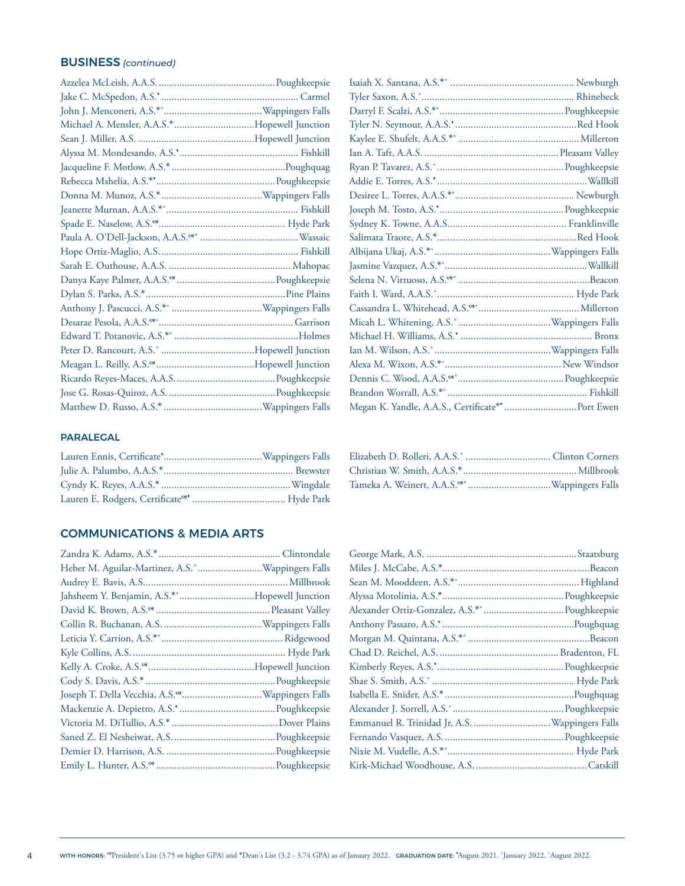## BUSINESS *(continued)*

Azzelea McLeish, A.A.S. ............................................ Poughkeepsie
Jake C. McSpedon, A.S.♦ .................................................... Carmel
John J. Menconeri, A.S.*^ .....................................Wappingers Falls
Michael A. Mensler, A.A.S.* ...............................Hopewell Junction
Sean J. Miller, A.S. ..............................................Hopewell Junction
Alyssa M. Mondesando, A.S.♦ ............................................. Fishkill
Jacqueline F. Motlow, A.S.* ...........................................Poughquag
Rebecca Mshelia, A.S.*♦ .............................................Poughkeepsie
Donna M. Munoz, A.S.* .......................................Wappingers Falls
Jeanette Murnan, A.A.S.*^ .................................................. Fishkill
Spade E. Naselow, A.S.✉ ................................................ Hyde Park
Paula A. O'Dell-Jackson, A.A.S.✉^ .....................................Wassaic
Hope Ortiz-Maglio, A.S. ..................................................... Fishkill
Sarah E. Outhouse, A.A.S. .............................................. Mahopac
Danya Kaye Palmer, A.A.S.✉ .....................................Poughkeepsie
Dylan S. Parks, A.S.* ......................................................Pine Plains
Anthony J. Pascucci, A.S.*˘ ..................................Wappingers Falls
Desarae Pesola, A.A.S.✉˘ ................................................... Garrison
Edward T. Potanovic, A.S.*^ ...............................................Holmes
Peter D. Rancourt, A.S.^ ...................................Hopewell Junction
Meagan L. Reilly, A.S.✉ .....................................Hopewell Junction
Ricardo Reyes-Maces, A.A.S. ......................................Poughkeepsie
Jose G. Rosas-Quiroz, A.S. .........................................Poughkeepsie
Matthew D. Russo, A.S.* .....................................Wappingers Falls
Isaiah X. Santana, A.S.*^ ............................................... Newburgh
Tyler Saxon, A.S.^ ......................................................... Rhinebeck
Darryl F. Scalzi, A.S.*^ ...............................................Poughkeepsie
Tyler N. Seymour, A.A.S.♦ ..............................................Red Hook
Kaylee E. Shufelt, A.A.S.*^ ..............................................Millerton
Ian A. Taft, A.A.S. ...................................................Pleasant Valley
Ryan P. Tavarez, A.S.˘ ................................................Poughkeepsie
Addie E. Torres, A.S.♦ .........................................................Wallkill
Desiree L. Torres, A.A.S.*^ ............................................ Newburgh
Joseph M. Tosto, A.S.♦ ...............................................Poughkeepsie
Sydney K. Towne, A.A.S. ............................................ Franklinville
Salimata Traore, A.S.* .....................................................Red Hook
Albijana Ukaj, A.S.*˘ ...........................................Wappingers Falls
Jasmine Vazquez, A.S.*^ .....................................................Wallkill
Selena N. Virtuoso, A.S.✉^ .................................................Beacon
Faith I. Ward, A.A.S.^ .................................................... Hyde Park
Cassandra L. Whitehead, A.S.✉˘ ......................................Millerton
Micah L. Whitening, A.S.^ ...................................Wappingers Falls
Michael H. Williams, A.S.♦ ................................................. Bronx
Ian M. Wilson, A.S.^ ............................................Wappingers Falls
Alexa M. Wixon, A.S.*˘ ............................................New Windsor
Dennis C. Wood, A.A.S.✉^ ........................................Poughkeepsie
Brandon Worrall, A.S.*^ ..................................................... Fishkill
Megan K. Yandle, A.A.S., Certificate*♦ ...........................Port Ewen

## PARALEGAL

Lauren Ennis, Certificate♦ .....................................Wappingers Falls
Julie A. Palumbo, A.A.S.* ................................................. Brewster
Cyndy K. Reyes, A.A.S.* ..................................................Wingdale
Lauren E. Rodgers, Certificate✉♦ ................................... Hyde Park
Elizabeth D. Rolleri, A.A.S.^ ................................. Clinton Corners
Christian W. Smith, A.A.S.* ...........................................Millbrook
Tameka A. Weinert, A.A.S.✉^ ...............................Wappingers Falls

## COMMUNICATIONS & MEDIA ARTS

Zandra K. Adams, A.S.* .............................................. Clintondale
Heber M. Aguilar-Martinez, A.S.^ ........................Wappingers Falls
Audrey E. Bavis, A.S. ......................................................Millbrook
Jahsheem Y. Benjamin, A.S.*^ ............................Hopewell Junction
David K. Brown, A.S.✉ ...........................................Pleasant Valley
Collin R. Buchanan, A.S. .....................................Wappingers Falls
Leticia Y. Carrion, A.S.*^ .............................................. Ridgewood
Kyle Collins, A.S. .......................................................... Hyde Park
Kelly A. Croke, A.S.✉ .......................................Hopewell Junction
Cody S. Davis, A.S.* .................................................Poughkeepsie
Joseph T. Della Vecchia, A.S.✉ ..............................Wappingers Falls
Mackenzie A. Depietro, A.S.♦ ....................................Poughkeepsie
Victoria M. DiTullio, A.S.* ........................................Dover Plains
Saned Z. El Nesheiwat, A.S. .......................................Poughkeepsie
Demier D. Harrison, A.S. ..........................................Poughkeepsie
Emily L. Hunter, A.S.✉ .............................................Poughkeepsie
George Mark, A.S. ..........................................................Staatsburg
Miles J. McCabe, A.S.* ........................................................Beacon
Sean M. Mooddeen, A.S.*˘ ..............................................Highland
Alyssa Motolinia, A.S.* ..............................................Poughkeepsie
Alexander Ortiz-Gonzalez, A.S.*^ ...............................Poughkeepsie
Anthony Passaro, A.S.♦ ..................................................Poughquag
Morgan M. Quintana, A.S.*^ ..............................................Beacon
Chad D. Reichel, A.S. ............................................. Bradenton, FL
Kimberly Reyes, A.S.♦ ................................................Poughkeepsie
Shae S. Smith, A.S.^ ...................................................... Hyde Park
Isabella E. Snider, A.S.* .................................................Poughquag
Alexander J. Sorrell, A.S.˘ ..........................................Poughkeepsie
Emmanuel R. Trinidad Jr, A.S. .............................Wappingers Falls
Fernando Vasquez, A.S. .............................................Poughkeepsie
Nixie M. Vudelle, A.S.*^ ................................................ Hyde Park
Kirk-Michael Woodhouse, A.S. ..........................................Catskill

**WITH HONORS**: ✉President's List (3.75 or higher GPA) and *Dean's List (3.2 - 3.74 GPA) as of January 2022. **GRADUATION DATE**: ♦August 2021. ^January 2022. ˘August 2022.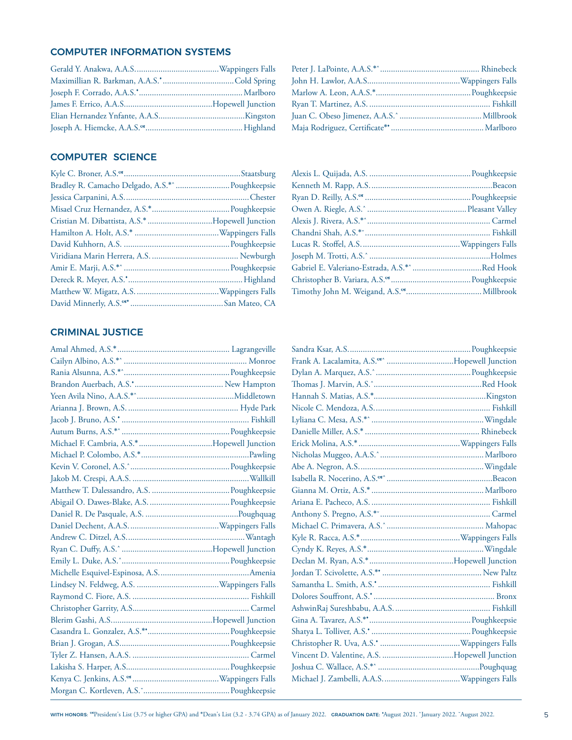## COMPUTER INFORMATION SYSTEMS

- Gerald Y. Anakwa, A.A.S. ........ Wappingers Falls
- Maximillian R. Barkman, A.A.S.• ........ Cold Spring
- Joseph F. Corrado, A.A.S.• ........ Marlboro
- James F. Errico, A.A.S. ........ Hopewell Junction
- Elian Hernandez Ynfante, A.A.S. ........ Kingston
- Joseph A. Hiemcke, A.A.S.✪ ........ Highland
- Peter J. LaPointe, A.A.S.*^ ........ Rhinebeck
- John H. Lawlor, A.A.S. ........ Wappingers Falls
- Marlow A. Leon, A.A.S.* ........ Poughkeepsie
- Ryan T. Martinez, A.S. ........ Fishkill
- Juan C. Obeso Jimenez, A.A.S.^ ........ Millbrook
- Maja Rodriguez, Certificate*• ........ Marlboro

## COMPUTER SCIENCE

- Kyle C. Broner, A.S.✪ ........ Staatsburg
- Bradley R. Camacho Delgado, A.S.*^ ........ Poughkeepsie
- Jessica Carpanini, A.S. ........ Chester
- Misael Cruz Hernandez, A.S.* ........ Poughkeepsie
- Cristian M. Dibattista, A.S.* ........ Hopewell Junction
- Hamilton A. Holt, A.S.* ........ Wappingers Falls
- David Kuhhorn, A.S. ........ Poughkeepsie
- Viridiana Marin Herrera, A.S. ........ Newburgh
- Amir E. Marji, A.S.*^ ........ Poughkeepsie
- Dereck R. Meyer, A.S.• ........ Highland
- Matthew W. Migatz, A.S. ........ Wappingers Falls
- David Minnerly, A.S.✪• ........ San Mateo, CA
- Alexis L. Quijada, A.S. ........ Poughkeepsie
- Kenneth M. Rapp, A.S. ........ Beacon
- Ryan D. Reilly, A.S.✪ ........ Poughkeepsie
- Owen A. Riegle, A.S.^ ........ Pleasant Valley
- Alexis J. Rivera, A.S.*^ ........ Carmel
- Chandni Shah, A.S.*˜ ........ Fishkill
- Lucas R. Stoffel, A.S. ........ Wappingers Falls
- Joseph M. Trotti, A.S.^ ........ Holmes
- Gabriel E. Valeriano-Estrada, A.S.*^ ........ Red Hook
- Christopher B. Variara, A.S.✪ ........ Poughkeepsie
- Timothy John M. Weigand, A.S.✪ ........ Millbrook

## CRIMINAL JUSTICE

- Amal Ahmed, A.S.* ........ Lagrangeville
- Cailyn Albino, A.S.*^ ........ Monroe
- Rania Alsunna, A.S.*^ ........ Poughkeepsie
- Brandon Auerbach, A.S.• ........ New Hampton
- Yeen Avila Nino, A.A.S.*^ ........ Middletown
- Arianna J. Brown, A.S. ........ Hyde Park
- Jacob J. Bruno, A.S.• ........ Fishkill
- Autum Burns, A.S.*^ ........ Poughkeepsie
- Michael F. Cambria, A.S.* ........ Hopewell Junction
- Michael P. Colombo, A.S.* ........ Pawling
- Kevin V. Coronel, A.S.^ ........ Poughkeepsie
- Jakob M. Crespi, A.A.S. ........ Wallkill
- Matthew T. Dalessandro, A.S. ........ Poughkeepsie
- Abigail O. Dawes-Blake, A.S. ........ Poughkeepsie
- Daniel R. De Pasquale, A.S. ........ Poughquag
- Daniel Dechent, A.A.S. ........ Wappingers Falls
- Andrew C. Ditzel, A.S. ........ Wantagh
- Ryan C. Duffy, A.S.^ ........ Hopewell Junction
- Emily L. Duke, A.S.^ ........ Poughkeepsie
- Michelle Esquivel-Espinosa, A.S. ........ Amenia
- Lindsey N. Feldweg, A.S. ........ Wappingers Falls
- Raymond C. Fiore, A.S. ........ Fishkill
- Christopher Garrity, A.S. ........ Carmel
- Blerim Gashi, A.S. ........ Hopewell Junction
- Casandra L. Gonzalez, A.S.*• ........ Poughkeepsie
- Brian J. Grogan, A.S. ........ Poughkeepsie
- Tyler Z. Hansen, A.A.S. ........ Carmel
- Lakisha S. Harper, A.S. ........ Poughkeepsie
- Kenya C. Jenkins, A.S.✪ ........ Wappingers Falls
- Morgan C. Kortleven, A.S.˜ ........ Poughkeepsie
- Sandra Ksar, A.S. ........ Poughkeepsie
- Frank A. Lacalamita, A.S.✪^ ........ Hopewell Junction
- Dylan A. Marquez, A.S.^ ........ Poughkeepsie
- Thomas J. Marvin, A.S.^ ........ Red Hook
- Hannah S. Matias, A.S.* ........ Kingston
- Nicole C. Mendoza, A.S. ........ Fishkill
- Lyliana C. Mesa, A.S.*^ ........ Wingdale
- Danielle Miller, A.S.* ........ Rhinebeck
- Erick Molina, A.S.* ........ Wappingers Falls
- Nicholas Muggeo, A.A.S.^ ........ Marlboro
- Abe A. Negron, A.S. ........ Wingdale
- Isabella R. Nocerino, A.S.✪^ ........ Beacon
- Gianna M. Ortiz, A.S.* ........ Marlboro
- Ariana E. Pacheco, A.S. ........ Fishkill
- Anthony S. Pregno, A.S.*˜ ........ Carmel
- Michael C. Primavera, A.S.^ ........ Mahopac
- Kyle R. Racca, A.S.* ........ Wappingers Falls
- Cyndy K. Reyes, A.S.* ........ Wingdale
- Declan M. Ryan, A.S.* ........ Hopewell Junction
- Jordan T. Scivolette, A.S.*• ........ New Paltz
- Samantha L. Smith, A.S.• ........ Fishkill
- Dolores Souffront, A.S.• ........ Bronx
- AshwinRaj Sureshbabu, A.A.S. ........ Fishkill
- Gina A. Tavarez, A.S.*• ........ Poughkeepsie
- Shatya L. Tolliver, A.S.• ........ Poughkeepsie
- Christopher R. Uva, A.S.• ........ Wappingers Falls
- Vincent D. Valentine, A.S. ........ Hopewell Junction
- Joshua C. Wallace, A.S.*^ ........ Poughquag
- Michael J. Zambelli, A.A.S. ........ Wappingers Falls

**WITH HONORS:** ✪President's List (3.75 or higher GPA) and *Dean's List (3.2 - 3.74 GPA) as of January 2022. **GRADUATION DATE:** •August 2021. ^January 2022. ˜August 2022.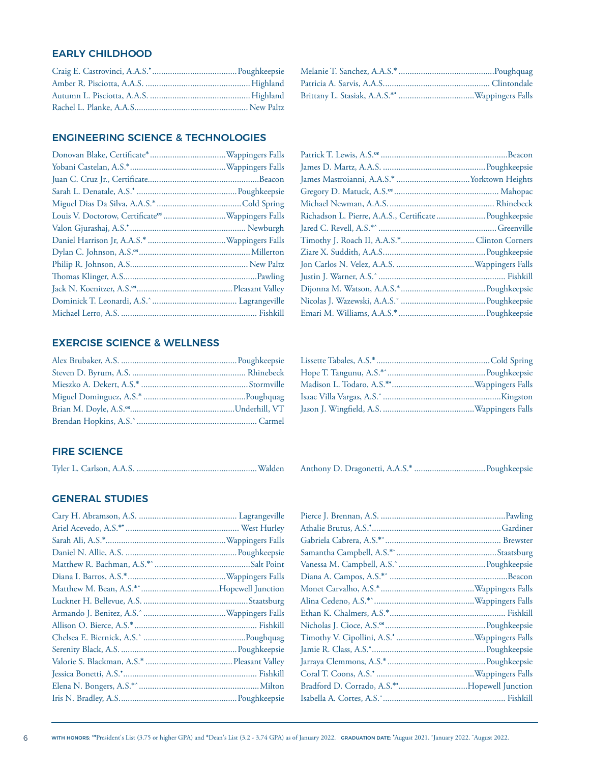## EARLY CHILDHOOD

Craig E. Castrovinci, A.A.S.˚ ........ Poughkeepsie
Amber R. Pisciotta, A.A.S. ........ Highland
Autumn L. Pisciotta, A.A.S. ........ Highland
Rachel L. Planke, A.A.S. ........ New Paltz
Melanie T. Sanchez, A.A.S.* ........ Poughquag
Patricia A. Sarvis, A.A.S. ........ Clintondale
Brittany L. Stasiak, A.A.S.*˚ ........ Wappingers Falls

## ENGINEERING SCIENCE & TECHNOLOGIES

Donovan Blake, Certificate* ........ Wappingers Falls
Yobani Castelan, A.S.* ........ Wappingers Falls
Juan C. Cruz Jr., Certificate ........ Beacon
Sarah L. Denatale, A.S.˚ ........ Poughkeepsie
Miguel Dias Da Silva, A.A.S.* ........ Cold Spring
Louis V. Doctorow, Certificate❧ ........ Wappingers Falls
Valon Gjurashaj, A.S.˚ ........ Newburgh
Daniel Harrison Jr, A.A.S.* ........ Wappingers Falls
Dylan C. Johnson, A.S.❧ ........ Millerton
Philip R. Johnson, A.S. ........ New Paltz
Thomas Klinger, A.S. ........ Pawling
Jack N. Koenitzer, A.S.❧ ........ Pleasant Valley
Dominick T. Leonardi, A.S.ˆ ........ Lagrangeville
Michael Lerro, A.S. ........ Fishkill
Patrick T. Lewis, A.S.❧ ........ Beacon
James D. Martz, A.A.S. ........ Poughkeepsie
James Mastroianni, A.A.S.* ........ Yorktown Heights
Gregory D. Matuck, A.S.❧ ........ Mahopac
Michael Newman, A.A.S. ........ Rhinebeck
Richadson L. Pierre, A.A.S., Certificate ........ Poughkeepsie
Jared C. Revell, A.S.*ˆ ........ Greenville
Timothy J. Roach II, A.A.S.* ........ Clinton Corners
Ziare X. Suddith, A.A.S. ........ Poughkeepsie
Jon Carlos N. Velez, A.A.S. ........ Wappingers Falls
Justin J. Warner, A.S.ˆ ........ Fishkill
Dijonna M. Watson, A.A.S.* ........ Poughkeepsie
Nicolas J. Wazewski, A.A.S.˘ ........ Poughkeepsie
Emari M. Williams, A.A.S.* ........ Poughkeepsie

## EXERCISE SCIENCE & WELLNESS

Alex Brubaker, A.S. ........ Poughkeepsie
Steven D. Byrum, A.S. ........ Rhinebeck
Mieszko A. Dekert, A.S.* ........ Stormville
Miguel Dominguez, A.S.* ........ Poughquag
Brian M. Doyle, A.S.❧ ........ Underhill, VT
Brendan Hopkins, A.S.ˆ ........ Carmel
Lissette Tabales, A.S.* ........ Cold Spring
Hope T. Tangunu, A.S.*ˆ ........ Poughkeepsie
Madison L. Todaro, A.S.*˚ ........ Wappingers Falls
Isaac Villa Vargas, A.S.ˆ ........ Kingston
Jason J. Wingfield, A.S. ........ Wappingers Falls

## FIRE SCIENCE

Tyler L. Carlson, A.A.S. ........ Walden
Anthony D. Dragonetti, A.A.S.* ........ Poughkeepsie

## GENERAL STUDIES

Cary H. Abramson, A.S. ........ Lagrangeville
Ariel Acevedo, A.S.*˚ ........ West Hurley
Sarah Ali, A.S.* ........ Wappingers Falls
Daniel N. Allie, A.S. ........ Poughkeepsie
Matthew R. Bachman, A.S.*ˆ ........ Salt Point
Diana I. Barros, A.S.* ........ Wappingers Falls
Matthew M. Bean, A.S.*ˆ ........ Hopewell Junction
Luckner H. Bellevue, A.S. ........ Staatsburg
Armando J. Benitez, A.S.ˆ ........ Wappingers Falls
Allison O. Bierce, A.S.* ........ Fishkill
Chelsea E. Biernick, A.S.ˆ ........ Poughquag
Serenity Black, A.S. ........ Poughkeepsie
Valorie S. Blackman, A.S.* ........ Pleasant Valley
Jessica Bonetti, A.S.˚ ........ Fishkill
Elena N. Bongers, A.S.*ˆ ........ Milton
Iris N. Bradley, A.S. ........ Poughkeepsie
Pierce J. Brennan, A.S. ........ Pawling
Athalie Brutus, A.S.˚ ........ Gardiner
Gabriela Cabrera, A.S.*ˆ ........ Brewster
Samantha Campbell, A.S.*˘ ........ Staatsburg
Vanessa M. Campbell, A.S.ˆ ........ Poughkeepsie
Diana A. Campos, A.S.*ˆ ........ Beacon
Monet Carvalho, A.S.* ........ Wappingers Falls
Alina Cedeno, A.S.*ˆ ........ Wappingers Falls
Ethan K. Chalmers, A.S.* ........ Fishkill
Nicholas J. Cioce, A.S.❧ ........ Poughkeepsie
Timothy V. Cipollini, A.S.˚ ........ Wappingers Falls
Jamie R. Class, A.S.˚ ........ Poughkeepsie
Jarraya Clemmons, A.S.* ........ Poughkeepsie
Coral T. Coons, A.S.˚ ........ Wappingers Falls
Bradford D. Corrado, A.S.*˚ ........ Hopewell Junction
Isabella A. Cortes, A.S.˘ ........ Fishkill

**WITH HONORS**: ❧President's List (3.75 or higher GPA) and *Dean's List (3.2 - 3.74 GPA) as of January 2022. **GRADUATION DATE**: ˚August 2021. ˆJanuary 2022. ˘August 2022.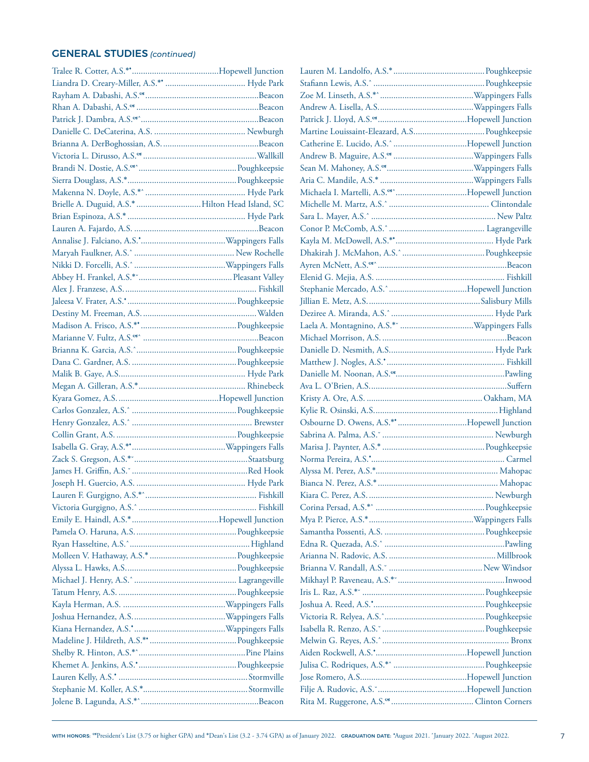## GENERAL STUDIES *(continued)*

Tralee R. Cotter, A.S.*• ........Hopewell Junction
Liandra D. Creary-Miller, A.S.*• ........Hyde Park
Rayham A. Dabashi, A.S.℃ ........Beacon
Rhan A. Dabashi, A.S.℃ ........Beacon
Patrick J. Dambra, A.S.℃^ ........Beacon
Danielle C. DeCaterina, A.S. ........Newburgh
Brianna A. DerBoghossian, A.S. ........Beacon
Victoria L. Dirusso, A.S.℃ ........Wallkill
Brandi N. Dostie, A.S.℃^ ........Poughkeepsie
Sierra Douglass, A.S.* ........Poughkeepsie
Makenna N. Doyle, A.S.*^ ........Hyde Park
Brielle A. Duguid, A.S.* ........Hilton Head Island, SC
Brian Espinoza, A.S.* ........Hyde Park
Lauren A. Fajardo, A.S. ........Beacon
Annalise J. Falciano, A.S.• ........Wappingers Falls
Maryah Faulkner, A.S.^ ........New Rochelle
Nikki D. Forcelli, A.S.^ ........Wappingers Falls
Abbey H. Frankel, A.S.*˘ ........Pleasant Valley
Alex J. Franzese, A.S. ........Fishkill
Jaleesa V. Frater, A.S.• ........Poughkeepsie
Destiny M. Freeman, A.S. ........Walden
Madison A. Frisco, A.S.*• ........Poughkeepsie
Marianne V. Fultz, A.S.℃^ ........Beacon
Brianna K. Garcia, A.S.^ ........Poughkeepsie
Dana C. Gardner, A.S. ........Poughkeepsie
Malik B. Gaye, A.S. ........Hyde Park
Megan A. Gilleran, A.S.* ........Rhinebeck
Kyara Gomez, A.S. ........Hopewell Junction
Carlos Gonzalez, A.S.^ ........Poughkeepsie
Henry Gonzalez, A.S.^ ........Brewster
Collin Grant, A.S. ........Poughkeepsie
Isabella G. Gray, A.S.*• ........Wappingers Falls
Zack S. Gregson, A.S.*˘ ........Staatsburg
James H. Griffin, A.S.˘ ........Red Hook
Joseph H. Guercio, A.S. ........Hyde Park
Lauren F. Gurgigno, A.S.*^ ........Fishkill
Victoria Gurgigno, A.S.^ ........Fishkill
Emily E. Haindl, A.S.* ........Hopewell Junction
Pamela O. Haruna, A.S. ........Poughkeepsie
Ryan Hasseltine, A.S.^ ........Highland
Molleen V. Hathaway, A.S.* ........Poughkeepsie
Alyssa L. Hawks, A.S. ........Poughkeepsie
Michael J. Henry, A.S.^ ........Lagrangeville
Tatum Henry, A.S. ........Poughkeepsie
Kayla Herman, A.S. ........Wappingers Falls
Joshua Hernandez, A.S. ........Wappingers Falls
Kiana Hernandez, A.S.• ........Wappingers Falls
Madeline J. Hildreth, A.S.*• ........Poughkeepsie
Shelby R. Hinton, A.S.*^ ........Pine Plains
Khemet A. Jenkins, A.S.• ........Poughkeepsie
Lauren Kelly, A.S.• ........Stormville
Stephanie M. Koller, A.S.* ........Stormville
Jolene B. Lagunda, A.S.*^ ........Beacon
Lauren M. Landolfo, A.S.* ........Poughkeepsie
Stafiann Lewis, A.S.^ ........Poughkeepsie
Zoe M. Linseth, A.S.*^ ........Wappingers Falls
Andrew A. Lisella, A.S. ........Wappingers Falls
Patrick J. Lloyd, A.S.℃ ........Hopewell Junction
Martine Louissaint-Eleazard, A.S. ........Poughkeepsie
Catherine E. Lucido, A.S.^ ........Hopewell Junction
Andrew B. Maguire, A.S.℃ ........Wappingers Falls
Sean M. Mahoney, A.S.℃ ........Wappingers Falls
Aria C. Mandile, A.S.* ........Wappingers Falls
Michaela I. Martelli, A.S.℃^ ........Hopewell Junction
Michelle M. Martz, A.S.^ ........Clintondale
Sara L. Mayer, A.S.^ ........New Paltz
Conor P. McComb, A.S.^ ........Lagrangeville
Kayla M. McDowell, A.S.*• ........Hyde Park
Dhakirah J. McMahon, A.S.^ ........Poughkeepsie
Ayren McNett, A.S.℃^ ........Beacon
Elenid G. Mejia, A.S. ........Fishkill
Stephanie Mercado, A.S.^ ........Hopewell Junction
Jillian E. Metz, A.S. ........Salisbury Mills
Deziree A. Miranda, A.S.^ ........Hyde Park
Laela A. Montagnino, A.S.*˘ ........Wappingers Falls
Michael Morrison, A.S. ........Beacon
Danielle D. Nesmith, A.S. ........Hyde Park
Matthew J. Nogles, A.S.• ........Fishkill
Danielle M. Noonan, A.S.℃ ........Pawling
Ava L. O'Brien, A.S. ........Suffern
Kristy A. Ore, A.S. ........Oakham, MA
Kylie R. Osinski, A.S. ........Highland
Osbourne D. Owens, A.S.*• ........Hopewell Junction
Sabrina A. Palma, A.S.˘ ........Newburgh
Marisa J. Paynter, A.S.* ........Poughkeepsie
Norma Pereira, A.S.• ........Carmel
Alyssa M. Perez, A.S.* ........Mahopac
Bianca N. Perez, A.S.* ........Mahopac
Kiara C. Perez, A.S. ........Newburgh
Corina Persad, A.S.*^ ........Poughkeepsie
Mya P. Pierce, A.S.* ........Wappingers Falls
Samantha Possenti, A.S. ........Poughkeepsie
Edna R. Quezada, A.S.^ ........Pawling
Arianna N. Radovic, A.S. ........Millbrook
Brianna V. Randall, A.S.˘ ........New Windsor
Mikhayl P. Raveneau, A.S.*˘ ........Inwood
Iris L. Raz, A.S.*˘ ........Poughkeepsie
Joshua A. Reed, A.S.• ........Poughkeepsie
Victoria R. Relyea, A.S.^ ........Poughkeepsie
Isabella R. Renzo, A.S.˘ ........Poughkeepsie
Melwin G. Reyes, A.S.^ ........Bronx
Aiden Rockwell, A.S.• ........Hopewell Junction
Julisa C. Rodriques, A.S.*^ ........Poughkeepsie
Jose Romero, A.S. ........Hopewell Junction
Filje A. Rudovic, A.S.˘ ........Hopewell Junction
Rita M. Ruggerone, A.S.℃ ........Clinton Corners

**WITH HONORS:** ℃President's List (3.75 or higher GPA) and *Dean's List (3.2 - 3.74 GPA) as of January 2022. **GRADUATION DATE:** •August 2021. ^January 2022. ˘August 2022.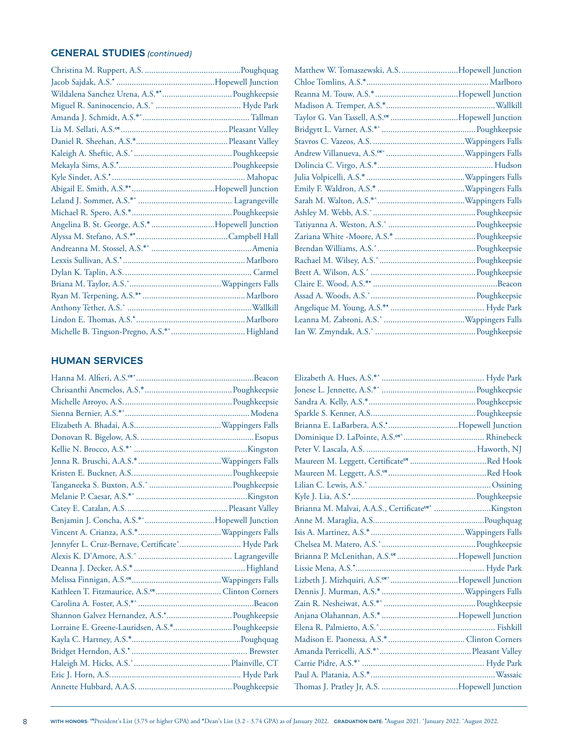## GENERAL STUDIES *(continued)*

Christina M. Ruppert, A.S. ............................................Poughquag
Jacob Sajdak, A.S.• ............................................Hopewell Junction
Wildalena Sanchez Urena, A.S.*•................................Poughkeepsie
Miguel R. Saninocencio, A.S.^ ....................................... Hyde Park
Amanda J. Schmidt, A.S.*^................................................. Tallman
Lia M. Sellati, A.S.ᵁ................................................Pleasant Valley
Daniel R. Sheehan, A.S.*..........................................Pleasant Valley
Kaleigh A. Sheftic, A.S.^.............................................Poughkeepsie
Mekayla Sims, A.S.•..................................................Poughkeepsie
Kyle Sindet, A.S.• ............................................................. Mahopac
Abigail E. Smith, A.S.*•......................................Hopewell Junction
Leland J. Sommer, A.S.*^ ........................................... Lagrangeville
Michael R. Spero, A.S.*.............................................Poughkeepsie
Angelina B. St. George, A.S.* ............................Hopewell Junction
Alyssa M. Stefano, A.S.*•..........................................Campbell Hall
Andreanna M. Stossel, A.S.*^ ..............................................Amenia
Lexxis Sullivan, A.S.• ........................................................Marlboro
Dylan K. Taplin, A.S. ........................................................... Carmel
Briana M. Taylor, A.S.^..........................................Wappingers Falls
Ryan M. Terpening, A.S.*• ................................................Marlboro
Anthony Tether, A.S.^ .........................................................Wallkill
Lindon E. Thomas, A.S.•..................................................Marlboro
Michelle B. Tingson-Pregno, A.S.*^..................................Highland
Matthew W. Tomaszewski, A.S..........................Hopewell Junction
Chloe Tomlins, A.S.*........................................................Marlboro
Reanna M. Touw, A.S.* .....................................Hopewell Junction
Madison A. Tremper, A.S.*..................................................Wallkill
Taylor G. Van Tassell, A.S.ᵁ ...............................Hopewell Junction
Bridgytt L. Varner, A.S.*^ ..........................................Poughkeepsie
Stavros C. Vazeos, A.S. .........................................Wappingers Falls
Andrew Villanueva, A.S.ᵁ˜ ....................................Wappingers Falls
Dolincia C. Virgo, A.S.*..................................................... Hudson
Julia Volpicelli, A.S.* ............................................Wappingers Falls
Emily F. Waldron, A.S.* ........................................Wappingers Falls
Sarah M. Walton, A.S.*^........................................Wappingers Falls
Ashley M. Webb, A.S.˜ ..............................................Poughkeepsie
Tatiyanna A. Weston, A.S.^ .......................................Poughkeepsie
Zariana White -Moore, A.S.* ....................................Poughkeepsie
Brendan Williams, A.S.^............................................Poughkeepsie
Rachael M. Wilsey, A.S.^...........................................Poughkeepsie
Brett A. Wilson, A.S.^ ...............................................Poughkeepsie
Claire E. Wood, A.S.*• ........................................................Beacon
Assad A. Woods, A.S.^...............................................Poughkeepsie
Angelique M. Young, A.S.*• ........................................... Hyde Park
Leanna M. Zabroni, A.S.^ .....................................Wappingers Falls
Ian W. Zmyndak, A.S.^ .............................................Poughkeepsie

## HUMAN SERVICES

Hanna M. Alfieri, A.S.ᵁ^.....................................................Beacon
Chrisanthi Anemelos, A.S.*.......................................Poughkeepsie
Michelle Arroyo, A.S. ................................................Poughkeepsie
Sienna Bernier, A.S.*^........................................................Modena
Elizabeth A. Bhadai, A.S.......................................Wappingers Falls
Donovan R. Bigelow, A.S. ...................................................Esopus
Kellie N. Brocco, A.S.*^ ....................................................Kingston
Jenna R. Bruschi, A.A.S.*.....................................Wappingers Falls
Kristen E. Buckner, A.S.............................................Poughkeepsie
Tanganeeka S. Buxton, A.S.^.....................................Poughkeepsie
Melanie P. Caesar, A.S.*^ ..................................................Kingston
Catey E. Catalan, A.S..............................................Pleasant Valley
Benjamin J. Concha, A.S.*˜................................Hopewell Junction
Vincent A. Crianza, A.S.*......................................Wappingers Falls
Jennyfer L. Cruz-Bernave, Certificate^........................... Hyde Park
Alexis K. D'Amore, A.S.^ .......................................... Lagrangeville
Deanna J. Decker, A.S.*.................................................. Highland
Melissa Finnigan, A.S.ᵁ........................................Wappingers Falls
Kathleen T. Fitzmaurice, A.S.ᵁ............................. Clinton Corners
Carolina A. Foster, A.S.*^....................................................Beacon
Shannon Galvez Hernandez, A.S.•.............................Poughkeepsie
Lorraine E. Greene-Lauridsen, A.S.*..........................Poughkeepsie
Kayla C. Hartney, A.S.*.................................................Poughquag
Bridget Herndon, A.S.• .................................................... Brewster
Haleigh M. Hicks, A.S.^............................................ Plainville, CT
Eric J. Horn, A.S. ........................................................... Hyde Park
Annette Hubbard, A.A.S. ..........................................Poughkeepsie
Elizabeth A. Hues, A.S.*^ .............................................. Hyde Park
Jonese L. Jennette, A.S.*^ ..........................................Poughkeepsie
Sandra A. Kelly, A.S.*................................................Poughkeepsie
Sparkle S. Kenner, A.S...............................................Poughkeepsie
Brianna E. LaBarbera, A.S.•...............................Hopewell Junction
Dominique D. LaPointe, A.S.ᵁ^ .................................... Rhinebeck
Peter V. Lascala, A.S. .................................................. Haworth, NJ
Maureen M. Leggett, Certificateᵁ ..................................Red Hook
Maureen M. Leggett, A.S.ᵁ............................................Red Hook
Lilian C. Lewis, A.S.^ ....................................................... Ossining
Kyle J. Lia, A.S.•........................................................Poughkeepsie
Brianna M. Malvai, A.A.S., Certificateᵁ^ .........................Kingston
Anne M. Maraglia, A.S..................................................Poughquag
Isis A. Martinez, A.S.*..........................................Wappingers Falls
Chelsea M. Matero, A.S.^..........................................Poughkeepsie
Brianna P. McLenithan, A.S.ᵁ ............................Hopewell Junction
Lissie Mena, A.S.•.......................................................... Hyde Park
Lizbeth J. Mizhquiri, A.S.ᵁ^ ..............................Hopewell Junction
Dennis J. Murman, A.S.* .....................................Wappingers Falls
Zain R. Nesheiwat, A.S.*^ .........................................Poughkeepsie
Anjana Olahannan, A.S.* ..................................Hopewell Junction
Elena R. Palmietto, A.S.^................................................... Fishkill
Madison E. Paonessa, A.S.* .................................. Clinton Corners
Amanda Perricelli, A.S.*^.........................................Pleasant Valley
Carrie Pidre, A.S.*^ ....................................................... Hyde Park
Paul A. Platania, A.S.*........................................................Wassaic
Thomas J. Pratley Jr, A.S. ..................................Hopewell Junction

**WITH HONORS**: ᵁPresident's List (3.75 or higher GPA) and *Dean's List (3.2 - 3.74 GPA) as of January 2022. **GRADUATION DATE**: •August 2021. ^January 2022. ˜August 2022.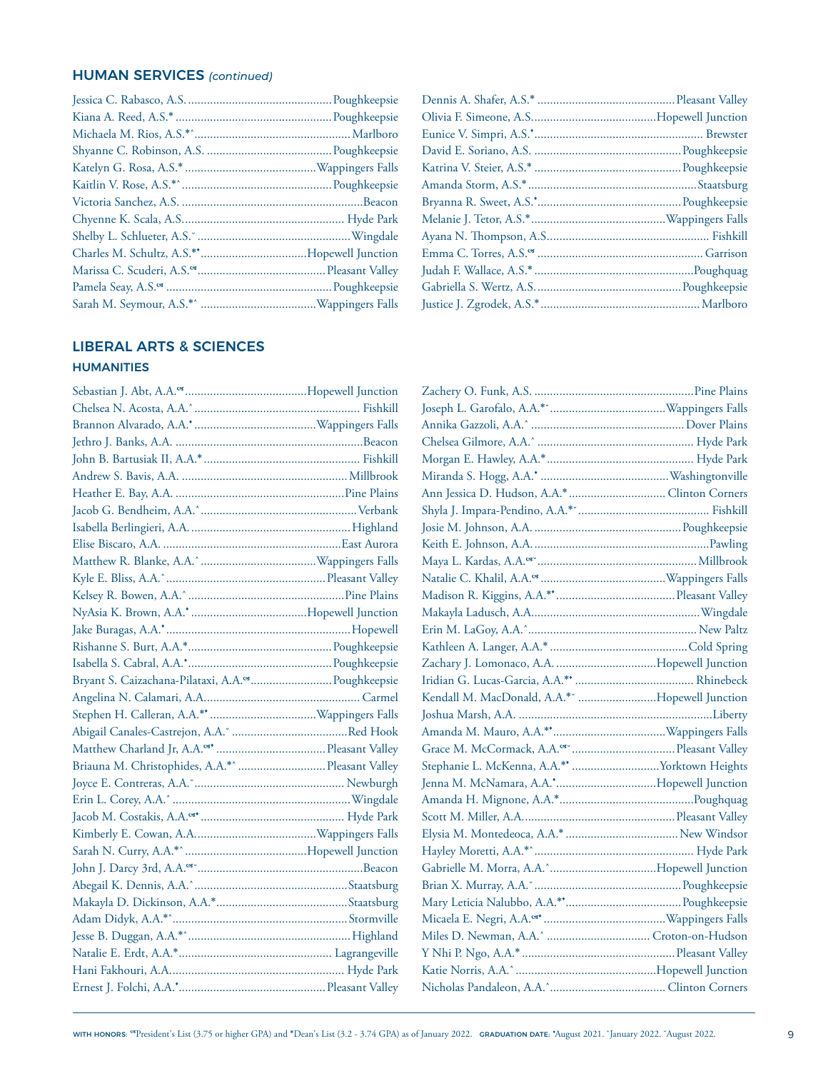## HUMAN SERVICES *(continued)*

Jessica C. Rabasco, A.S. .......... Poughkeepsie
Kiana A. Reed, A.S.* .......... Poughkeepsie
Michaela M. Rios, A.S.*^ .......... Marlboro
Shyanne C. Robinson, A.S. .......... Poughkeepsie
Katelyn G. Rosa, A.S.* .......... Wappingers Falls
Kaitlin V. Rose, A.S.*^ .......... Poughkeepsie
Victoria Sanchez, A.S. .......... Beacon
Chyenne K. Scala, A.S. .......... Hyde Park
Shelby L. Schlueter, A.S.ˇ .......... Wingdale
Charles M. Schultz, A.S.*• .......... Hopewell Junction
Marissa C. Scuderi, A.S.ᶜˢ .......... Pleasant Valley
Pamela Seay, A.S.ᶜˢ .......... Poughkeepsie
Sarah M. Seymour, A.S.*^ .......... Wappingers Falls
Dennis A. Shafer, A.S.* .......... Pleasant Valley
Olivia F. Simeone, A.S. .......... Hopewell Junction
Eunice V. Simpri, A.S.• .......... Brewster
David E. Soriano, A.S. .......... Poughkeepsie
Katrina V. Steier, A.S.* .......... Poughkeepsie
Amanda Storm, A.S.* .......... Staatsburg
Bryanna R. Sweet, A.S.• .......... Poughkeepsie
Melanie J. Tetor, A.S.* .......... Wappingers Falls
Ayana N. Thompson, A.S. .......... Fishkill
Emma C. Torres, A.S.ᶜˢ .......... Garrison
Judah F. Wallace, A.S.* .......... Poughquag
Gabriella S. Wertz, A.S. .......... Poughkeepsie
Justice J. Zgrodek, A.S.* .......... Marlboro

## LIBERAL ARTS & SCIENCES

### HUMANITIES

Sebastian J. Abt, A.A.ᶜˢ .......... Hopewell Junction
Chelsea N. Acosta, A.A.^ .......... Fishkill
Brannon Alvarado, A.A.• .......... Wappingers Falls
Jethro J. Banks, A.A. .......... Beacon
John B. Bartusiak II, A.A.* .......... Fishkill
Andrew S. Bavis, A.A. .......... Millbrook
Heather E. Bay, A.A. .......... Pine Plains
Jacob G. Bendheim, A.A.^ .......... Verbank
Isabella Berlingieri, A.A. .......... Highland
Elise Biscaro, A.A. .......... East Aurora
Matthew R. Blanke, A.A.^ .......... Wappingers Falls
Kyle E. Bliss, A.A.^ .......... Pleasant Valley
Kelsey R. Bowen, A.A.^ .......... Pine Plains
NyAsia K. Brown, A.A.• .......... Hopewell Junction
Jake Buragas, A.A.• .......... Hopewell
Rishanne S. Burt, A.A.* .......... Poughkeepsie
Isabella S. Cabral, A.A.• .......... Poughkeepsie
Bryant S. Caizachana-Pilataxi, A.A.ᶜˢ .......... Poughkeepsie
Angelina N. Calamari, A.A. .......... Carmel
Stephen H. Calleran, A.A.*• .......... Wappingers Falls
Abigail Canales-Castrejon, A.A.ˇ .......... Red Hook
Matthew Charland Jr, A.A.ᶜˢ• .......... Pleasant Valley
Briauna M. Christophides, A.A.*^ .......... Pleasant Valley
Joyce E. Contreras, A.A.ˇ .......... Newburgh
Erin L. Corey, A.A.^ .......... Wingdale
Jacob M. Costakis, A.A.ᶜˢ• .......... Hyde Park
Kimberly E. Cowan, A.A. .......... Wappingers Falls
Sarah N. Curry, A.A.*^ .......... Hopewell Junction
John J. Darcy 3rd, A.A.ᶜˢˇ .......... Beacon
Abegail K. Dennis, A.A.^ .......... Staatsburg
Makayla D. Dickinson, A.A.* .......... Staatsburg
Adam Didyk, A.A.*^ .......... Stormville
Jesse B. Duggan, A.A.*^ .......... Highland
Natalie E. Erdt, A.A.* .......... Lagrangeville
Hani Fakhouri, A.A. .......... Hyde Park
Ernest J. Folchi, A.A.• .......... Pleasant Valley
Zachery O. Funk, A.S. .......... Pine Plains
Joseph L. Garofalo, A.A.*ˇ .......... Wappingers Falls
Annika Gazzoli, A.A.^ .......... Dover Plains
Chelsea Gilmore, A.A.^ .......... Hyde Park
Morgan E. Hawley, A.A.* .......... Hyde Park
Miranda S. Hogg, A.A.• .......... Washingtonville
Ann Jessica D. Hudson, A.A.* .......... Clinton Corners
Shyla J. Impara-Pendino, A.A.*ˇ .......... Fishkill
Josie M. Johnson, A.A. .......... Poughkeepsie
Keith E. Johnson, A.A. .......... Pawling
Maya L. Kardas, A.A.ᶜˢˇ .......... Millbrook
Natalie C. Khalil, A.A.ᶜˢ .......... Wappingers Falls
Madison R. Kiggins, A.A.*• .......... Pleasant Valley
Makayla Ladusch, A.A. .......... Wingdale
Erin M. LaGoy, A.A.^ .......... New Paltz
Kathleen A. Langer, A.A.* .......... Cold Spring
Zachary J. Lomonaco, A.A. .......... Hopewell Junction
Iridian G. Lucas-Garcia, A.A.*• .......... Rhinebeck
Kendall M. MacDonald, A.A.*ˇ .......... Hopewell Junction
Joshua Marsh, A.A. .......... Liberty
Amanda M. Mauro, A.A.*• .......... Wappingers Falls
Grace M. McCormack, A.A.ᶜˢˇ .......... Pleasant Valley
Stephanie L. McKenna, A.A.*• .......... Yorktown Heights
Jenna M. McNamara, A.A.• .......... Hopewell Junction
Amanda H. Mignone, A.A.* .......... Poughquag
Scott M. Miller, A.A. .......... Pleasant Valley
Elysia M. Montedeoca, A.A.* .......... New Windsor
Hayley Moretti, A.A.*^ .......... Hyde Park
Gabrielle M. Morra, A.A.^ .......... Hopewell Junction
Brian X. Murray, A.A.ˇ .......... Poughkeepsie
Mary Leticia Nalubbo, A.A.*• .......... Poughkeepsie
Micaela E. Negri, A.A.ᶜˢ• .......... Wappingers Falls
Miles D. Newman, A.A.^ .......... Croton-on-Hudson
Y Nhi P. Ngo, A.A.* .......... Pleasant Valley
Katie Norris, A.A.^ .......... Hopewell Junction
Nicholas Pandaleon, A.A.^ .......... Clinton Corners

**WITH HONORS:** ᶜˢPresident's List (3.75 or higher GPA) and *Dean's List (3.2 - 3.74 GPA) as of January 2022. **GRADUATION DATE:** •August 2021. ^January 2022. ˇAugust 2022.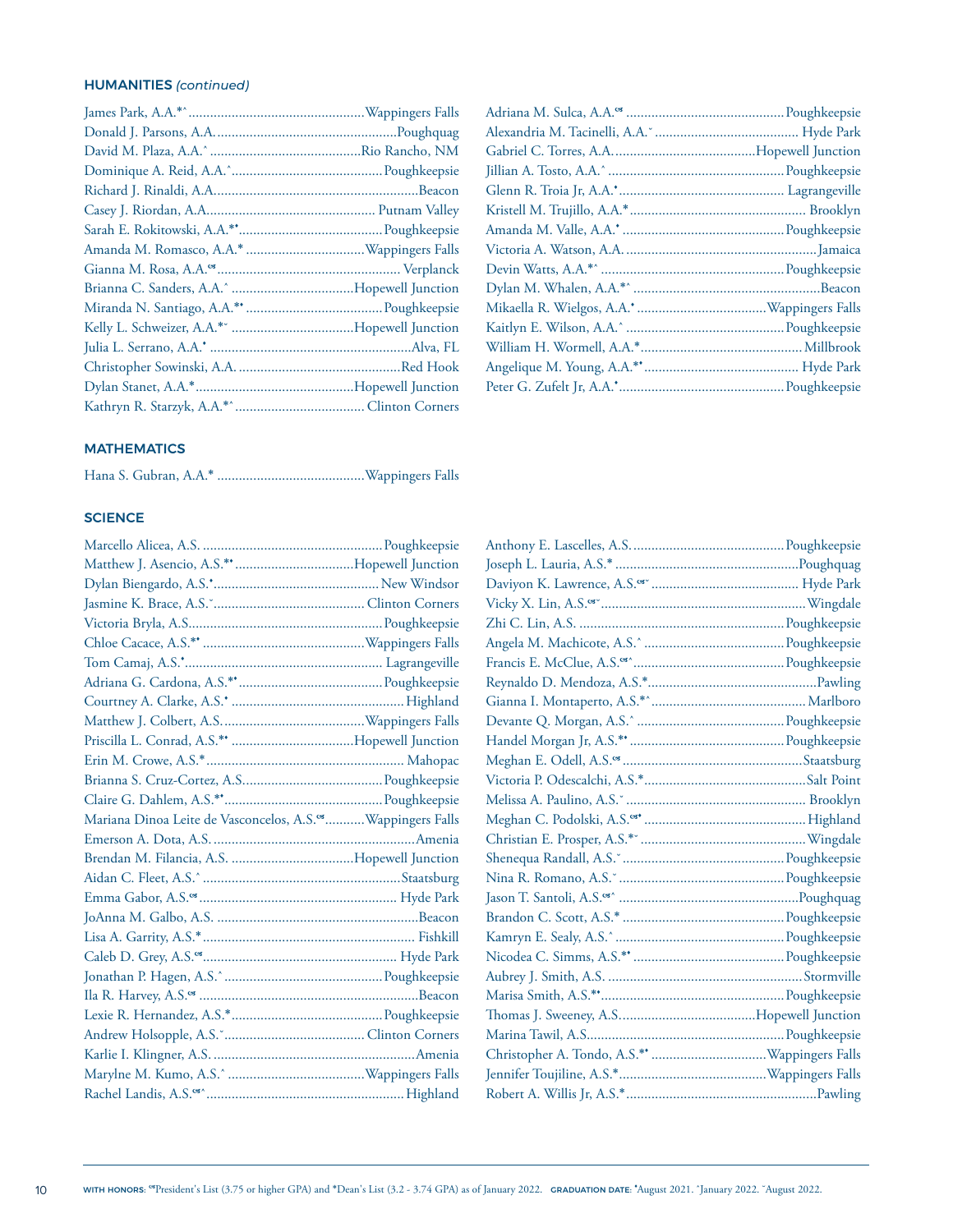## HUMANITIES *(continued)*

James Park, A.A.*^ ........ Wappingers Falls
Donald J. Parsons, A.A. ........ Poughquag
David M. Plaza, A.A.^ ........ Rio Rancho, NM
Dominique A. Reid, A.A.^ ........ Poughkeepsie
Richard J. Rinaldi, A.A. ........ Beacon
Casey J. Riordan, A.A. ........ Putnam Valley
Sarah E. Rokitowski, A.A.*• ........ Poughkeepsie
Amanda M. Romasco, A.A.* ........ Wappingers Falls
Gianna M. Rosa, A.A.ᶜˢ ........ Verplanck
Brianna C. Sanders, A.A.^ ........ Hopewell Junction
Miranda N. Santiago, A.A.*• ........ Poughkeepsie
Kelly L. Schweizer, A.A.*˘ ........ Hopewell Junction
Julia L. Serrano, A.A.• ........ Alva, FL
Christopher Sowinski, A.A. ........ Red Hook
Dylan Stanet, A.A.* ........ Hopewell Junction
Kathryn R. Starzyk, A.A.*^ ........ Clinton Corners
Adriana M. Sulca, A.A.ᶜˢ ........ Poughkeepsie
Alexandria M. Tacinelli, A.A.˘ ........ Hyde Park
Gabriel C. Torres, A.A. ........ Hopewell Junction
Jillian A. Tosto, A.A.^ ........ Poughkeepsie
Glenn R. Troia Jr, A.A.• ........ Lagrangeville
Kristell M. Trujillo, A.A.* ........ Brooklyn
Amanda M. Valle, A.A.• ........ Poughkeepsie
Victoria A. Watson, A.A. ........ Jamaica
Devin Watts, A.A.*^ ........ Poughkeepsie
Dylan M. Whalen, A.A.*^ ........ Beacon
Mikaella R. Wielgos, A.A.• ........ Wappingers Falls
Kaitlyn E. Wilson, A.A.^ ........ Poughkeepsie
William H. Wormell, A.A.* ........ Millbrook
Angelique M. Young, A.A.*• ........ Hyde Park
Peter G. Zufelt Jr, A.A.• ........ Poughkeepsie

## MATHEMATICS

Hana S. Gubran, A.A.* ........ Wappingers Falls

## SCIENCE

Marcello Alicea, A.S. ........ Poughkeepsie
Matthew J. Asencio, A.S.*• ........ Hopewell Junction
Dylan Biengardo, A.S.• ........ New Windsor
Jasmine K. Brace, A.S.˘ ........ Clinton Corners
Victoria Bryla, A.S. ........ Poughkeepsie
Chloe Cacace, A.S.*• ........ Wappingers Falls
Tom Camaj, A.S.• ........ Lagrangeville
Adriana G. Cardona, A.S.*• ........ Poughkeepsie
Courtney A. Clarke, A.S.• ........ Highland
Matthew J. Colbert, A.S. ........ Wappingers Falls
Priscilla L. Conrad, A.S.*• ........ Hopewell Junction
Erin M. Crowe, A.S.* ........ Mahopac
Brianna S. Cruz-Cortez, A.S. ........ Poughkeepsie
Claire G. Dahlem, A.S.*• ........ Poughkeepsie
Mariana Dinoa Leite de Vasconcelos, A.S.ᶜˢ ........ Wappingers Falls
Emerson A. Dota, A.S. ........ Amenia
Brendan M. Filancia, A.S. ........ Hopewell Junction
Aidan C. Fleet, A.S.^ ........ Staatsburg
Emma Gabor, A.S.ᶜˢ ........ Hyde Park
JoAnna M. Galbo, A.S. ........ Beacon
Lisa A. Garrity, A.S.* ........ Fishkill
Caleb D. Grey, A.S.ᶜˢ ........ Hyde Park
Jonathan P. Hagen, A.S.^ ........ Poughkeepsie
Ila R. Harvey, A.S.ᶜˢ ........ Beacon
Lexie R. Hernandez, A.S.* ........ Poughkeepsie
Andrew Holsopple, A.S.˘ ........ Clinton Corners
Karlie I. Klingner, A.S. ........ Amenia
Marylne M. Kumo, A.S.^ ........ Wappingers Falls
Rachel Landis, A.S.ᶜˢ^ ........ Highland
Anthony E. Lascelles, A.S. ........ Poughkeepsie
Joseph L. Lauria, A.S.* ........ Poughquag
Daviyon K. Lawrence, A.S.ᶜˢ˘ ........ Hyde Park
Vicky X. Lin, A.S.ᶜˢ˘ ........ Wingdale
Zhi C. Lin, A.S. ........ Poughkeepsie
Angela M. Machicote, A.S.^ ........ Poughkeepsie
Francis E. McClue, A.S.ᶜˢ^ ........ Poughkeepsie
Reynaldo D. Mendoza, A.S.* ........ Pawling
Gianna I. Montaperto, A.S.*^ ........ Marlboro
Devante Q. Morgan, A.S.^ ........ Poughkeepsie
Handel Morgan Jr, A.S.*• ........ Poughkeepsie
Meghan E. Odell, A.S.ᶜˢ ........ Staatsburg
Victoria P. Odescalchi, A.S.* ........ Salt Point
Melissa A. Paulino, A.S.˘ ........ Brooklyn
Meghan C. Podolski, A.S.ᶜˢ• ........ Highland
Christian E. Prosper, A.S.*˘ ........ Wingdale
Shenequa Randall, A.S.˘ ........ Poughkeepsie
Nina R. Romano, A.S.˘ ........ Poughkeepsie
Jason T. Santoli, A.S.ᶜˢ^ ........ Poughquag
Brandon C. Scott, A.S.* ........ Poughkeepsie
Kamryn E. Sealy, A.S.^ ........ Poughkeepsie
Nicodea C. Simms, A.S.*• ........ Poughkeepsie
Aubrey J. Smith, A.S. ........ Stormville
Marisa Smith, A.S.*• ........ Poughkeepsie
Thomas J. Sweeney, A.S. ........ Hopewell Junction
Marina Tawil, A.S. ........ Poughkeepsie
Christopher A. Tondo, A.S.*• ........ Wappingers Falls
Jennifer Toujiline, A.S.* ........ Wappingers Falls
Robert A. Willis Jr, A.S.* ........ Pawling

**WITH HONORS**: ᶜˢPresident's List (3.75 or higher GPA) and *Dean's List (3.2 - 3.74 GPA) as of January 2022. **GRADUATION DATE**: •August 2021. ^January 2022. ˘August 2022.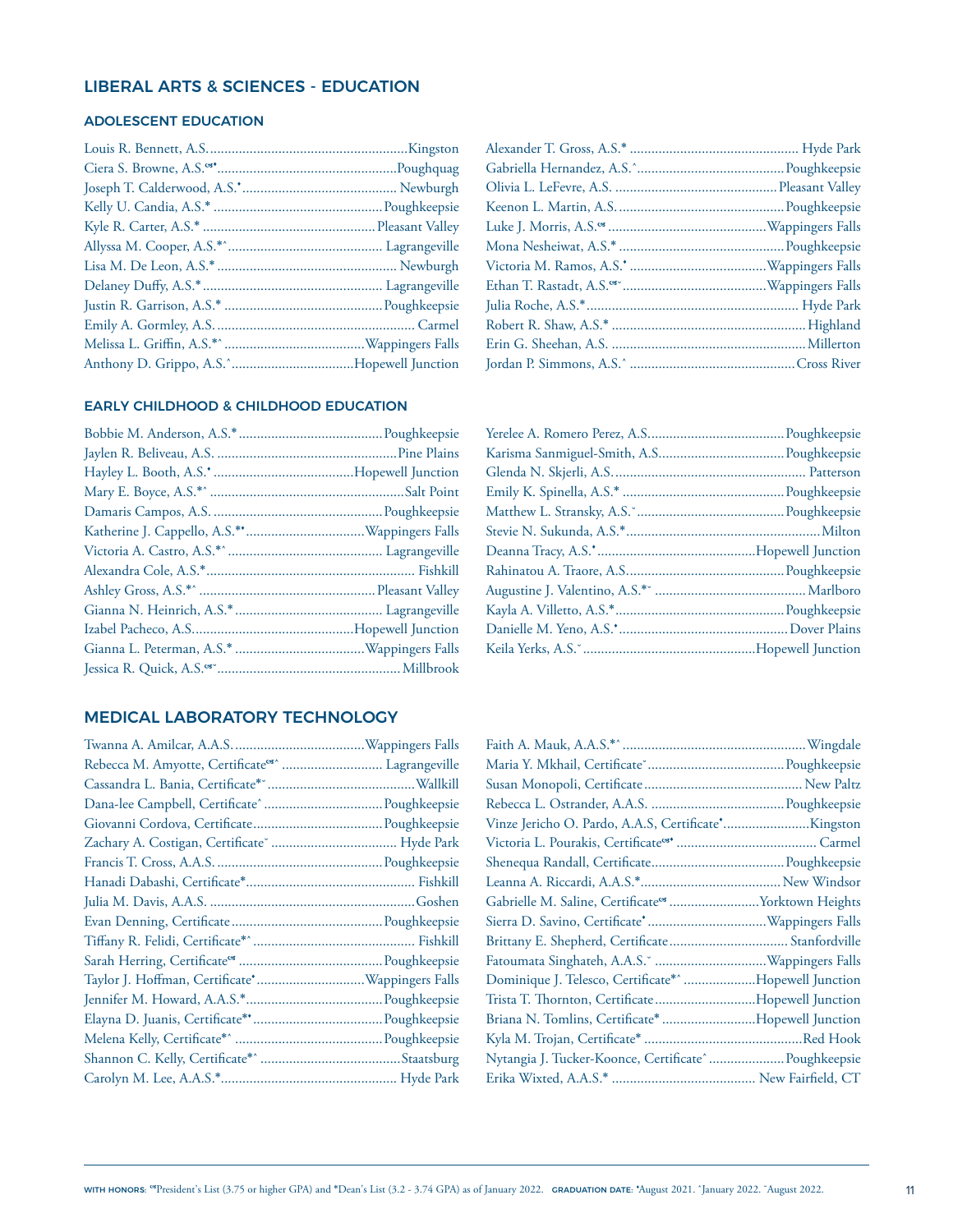## LIBERAL ARTS & SCIENCES - EDUCATION

### ADOLESCENT EDUCATION

Louis R. Bennett, A.S. .......... Kingston
Ciera S. Browne, A.S.✇• .......... Poughquag
Joseph T. Calderwood, A.S.• .......... Newburgh
Kelly U. Candia, A.S.* .......... Poughkeepsie
Kyle R. Carter, A.S.* .......... Pleasant Valley
Allyssa M. Cooper, A.S.*^ .......... Lagrangeville
Lisa M. De Leon, A.S.* .......... Newburgh
Delaney Duffy, A.S.* .......... Lagrangeville
Justin R. Garrison, A.S.* .......... Poughkeepsie
Emily A. Gormley, A.S. .......... Carmel
Melissa L. Griffin, A.S.*^ .......... Wappingers Falls
Anthony D. Grippo, A.S.^ .......... Hopewell Junction
Alexander T. Gross, A.S.* .......... Hyde Park
Gabriella Hernandez, A.S.^ .......... Poughkeepsie
Olivia L. LeFevre, A.S. .......... Pleasant Valley
Keenon L. Martin, A.S. .......... Poughkeepsie
Luke J. Morris, A.S.✇ .......... Wappingers Falls
Mona Nesheiwat, A.S.* .......... Poughkeepsie
Victoria M. Ramos, A.S.• .......... Wappingers Falls
Ethan T. Rastadt, A.S.✇ˇ .......... Wappingers Falls
Julia Roche, A.S.* .......... Hyde Park
Robert R. Shaw, A.S.* .......... Highland
Erin G. Sheehan, A.S. .......... Millerton
Jordan P. Simmons, A.S.^ .......... Cross River

### EARLY CHILDHOOD & CHILDHOOD EDUCATION

Bobbie M. Anderson, A.S.* .......... Poughkeepsie
Jaylen R. Beliveau, A.S. .......... Pine Plains
Hayley L. Booth, A.S.• .......... Hopewell Junction
Mary E. Boyce, A.S.*^ .......... Salt Point
Damaris Campos, A.S. .......... Poughkeepsie
Katherine J. Cappello, A.S.*• .......... Wappingers Falls
Victoria A. Castro, A.S.*^ .......... Lagrangeville
Alexandra Cole, A.S.* .......... Fishkill
Ashley Gross, A.S.*^ .......... Pleasant Valley
Gianna N. Heinrich, A.S.* .......... Lagrangeville
Izabel Pacheco, A.S. .......... Hopewell Junction
Gianna L. Peterman, A.S.* .......... Wappingers Falls
Jessica R. Quick, A.S.✇ˇ .......... Millbrook
Yerelee A. Romero Perez, A.S. .......... Poughkeepsie
Karisma Sanmiguel-Smith, A.S. .......... Poughkeepsie
Glenda N. Skjerli, A.S. .......... Patterson
Emily K. Spinella, A.S.* .......... Poughkeepsie
Matthew L. Stransky, A.S.ˇ .......... Poughkeepsie
Stevie N. Sukunda, A.S.* .......... Milton
Deanna Tracy, A.S.• .......... Hopewell Junction
Rahinatou A. Traore, A.S. .......... Poughkeepsie
Augustine J. Valentino, A.S.*ˇ .......... Marlboro
Kayla A. Villetto, A.S.* .......... Poughkeepsie
Danielle M. Yeno, A.S.• .......... Dover Plains
Keila Yerks, A.S.ˇ .......... Hopewell Junction

## MEDICAL LABORATORY TECHNOLOGY

Twanna A. Amilcar, A.A.S. .......... Wappingers Falls
Rebecca M. Amyotte, Certificate✇^ .......... Lagrangeville
Cassandra L. Bania, Certificate*ˇ .......... Wallkill
Dana-lee Campbell, Certificate^ .......... Poughkeepsie
Giovanni Cordova, Certificate .......... Poughkeepsie
Zachary A. Costigan, Certificateˇ .......... Hyde Park
Francis T. Cross, A.A.S. .......... Poughkeepsie
Hanadi Dabashi, Certificate* .......... Fishkill
Julia M. Davis, A.A.S. .......... Goshen
Evan Denning, Certificate .......... Poughkeepsie
Tiffany R. Felidi, Certificate*^ .......... Fishkill
Sarah Herring, Certificate✇ .......... Poughkeepsie
Taylor J. Hoffman, Certificate• .......... Wappingers Falls
Jennifer M. Howard, A.A.S.* .......... Poughkeepsie
Elayna D. Juanis, Certificate*• .......... Poughkeepsie
Melena Kelly, Certificate*^ .......... Poughkeepsie
Shannon C. Kelly, Certificate*^ .......... Staatsburg
Carolyn M. Lee, A.A.S.* .......... Hyde Park
Faith A. Mauk, A.A.S.*^ .......... Wingdale
Maria Y. Mkhail, Certificateˇ .......... Poughkeepsie
Susan Monopoli, Certificate .......... New Paltz
Rebecca L. Ostrander, A.A.S. .......... Poughkeepsie
Vinze Jericho O. Pardo, A.A.S, Certificate• .......... Kingston
Victoria L. Pourakis, Certificate✇• .......... Carmel
Shenequa Randall, Certificate .......... Poughkeepsie
Leanna A. Riccardi, A.A.S.* .......... New Windsor
Gabrielle M. Saline, Certificate✇ .......... Yorktown Heights
Sierra D. Savino, Certificate• .......... Wappingers Falls
Brittany E. Shepherd, Certificate .......... Stanfordville
Fatoumata Singhateh, A.A.S.ˇ .......... Wappingers Falls
Dominique J. Telesco, Certificate*^ .......... Hopewell Junction
Trista T. Thornton, Certificate .......... Hopewell Junction
Briana N. Tomlins, Certificate* .......... Hopewell Junction
Kyla M. Trojan, Certificate* .......... Red Hook
Nytangia J. Tucker-Koonce, Certificate^ .......... Poughkeepsie
Erika Wixted, A.A.S.* .......... New Fairfield, CT

**WITH HONORS:** ✇President's List (3.75 or higher GPA) and *Dean's List (3.2 - 3.74 GPA) as of January 2022. **GRADUATION DATE:** •August 2021. ^January 2022. ˇAugust 2022.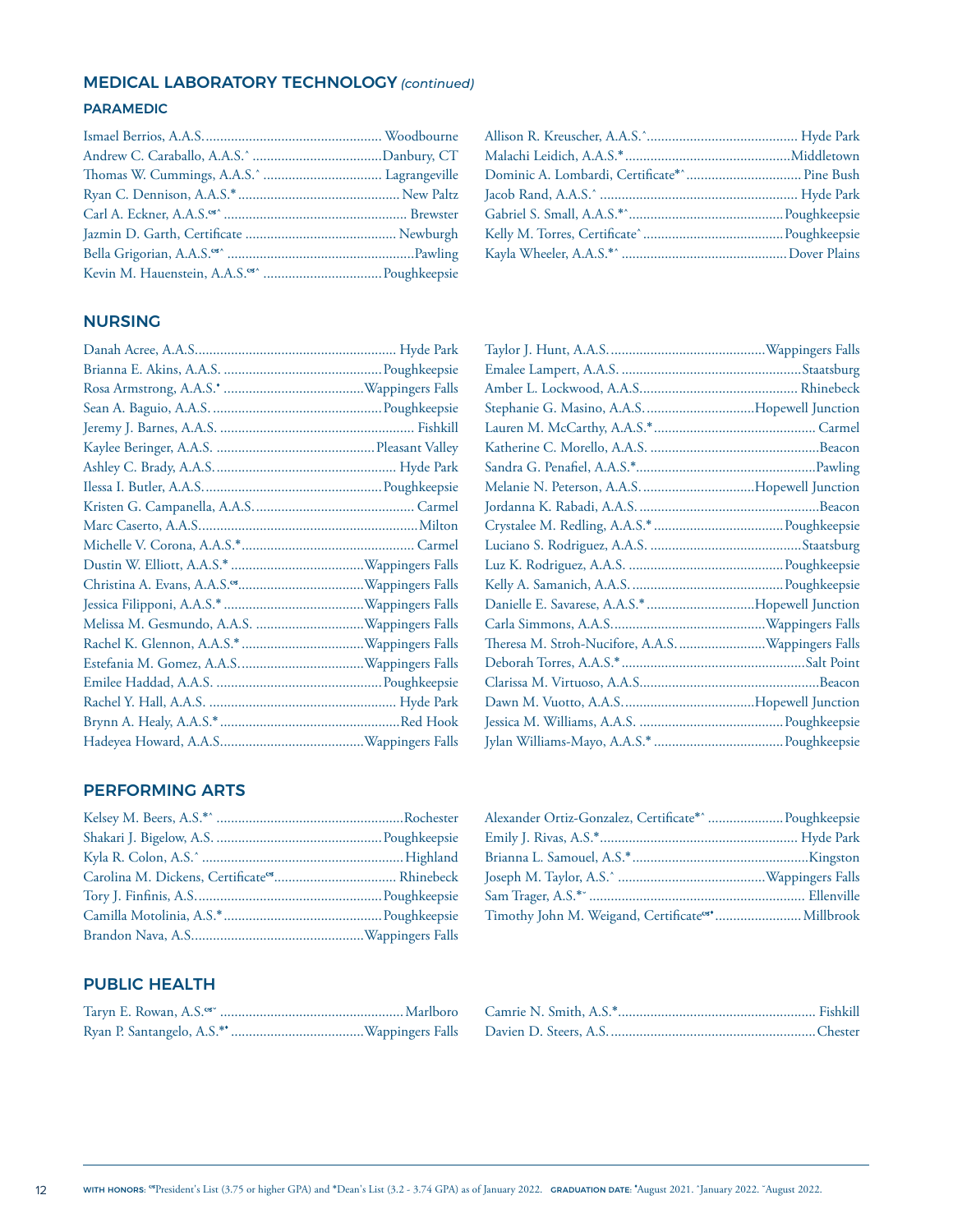## MEDICAL LABORATORY TECHNOLOGY *(continued)*

### PARAMEDIC

Ismael Berrios, A.A.S. .................................................. Woodbourne
Andrew C. Caraballo, A.A.S.^ .................................... Danbury, CT
Thomas W. Cummings, A.A.S.^ ................................. Lagrangeville
Ryan C. Dennison, A.A.S.* ............................................. New Paltz
Carl A. Eckner, A.A.S.☙^ .................................................. Brewster
Jazmin D. Garth, Certificate .......................................... Newburgh
Bella Grigorian, A.A.S.☙^ .................................................... Pawling
Kevin M. Hauenstein, A.A.S.☙^ ................................. Poughkeepsie
Allison R. Kreuscher, A.A.S.^ .......................................... Hyde Park
Malachi Leidich, A.A.S.* .............................................. Middletown
Dominic A. Lombardi, Certificate*^ ................................ Pine Bush
Jacob Rand, A.A.S.^ ....................................................... Hyde Park
Gabriel S. Small, A.A.S.*^ ........................................... Poughkeepsie
Kelly M. Torres, Certificate^ ....................................... Poughkeepsie
Kayla Wheeler, A.A.S.*^ .............................................. Dover Plains

## NURSING

Danah Acree, A.A.S. ........................................................ Hyde Park
Brianna E. Akins, A.A.S. ............................................ Poughkeepsie
Rosa Armstrong, A.A.S.• ....................................... Wappingers Falls
Sean A. Baguio, A.A.S. ............................................... Poughkeepsie
Jeremy J. Barnes, A.A.S. ...................................................... Fishkill
Kaylee Beringer, A.A.S. ............................................ Pleasant Valley
Ashley C. Brady, A.A.S. .................................................. Hyde Park
Ilessa I. Butler, A.A.S. .................................................. Poughkeepsie
Kristen G. Campanella, A.A.S. ............................................ Carmel
Marc Caserto, A.A.S. ............................................................ Milton
Michelle V. Corona, A.A.S.* ................................................ Carmel
Dustin W. Elliott, A.A.S.* ..................................... Wappingers Falls
Christina A. Evans, A.A.S.☙ .................................. Wappingers Falls
Jessica Filipponi, A.A.S.* ...................................... Wappingers Falls
Melissa M. Gesmundo, A.A.S. .............................. Wappingers Falls
Rachel K. Glennon, A.A.S.* .................................. Wappingers Falls
Estefania M. Gomez, A.A.S. .................................. Wappingers Falls
Emilee Haddad, A.A.S. .............................................. Poughkeepsie
Rachel Y. Hall, A.A.S. .................................................... Hyde Park
Brynn A. Healy, A.A.S.* .................................................. Red Hook
Hadeyea Howard, A.A.S. ....................................... Wappingers Falls
Taylor J. Hunt, A.A.S. ........................................... Wappingers Falls
Emalee Lampert, A.A.S. .................................................. Staatsburg
Amber L. Lockwood, A.A.S. ........................................... Rhinebeck
Stephanie G. Masino, A.A.S. .............................. Hopewell Junction
Lauren M. McCarthy, A.A.S.* ............................................. Carmel
Katherine C. Morello, A.A.S. ............................................... Beacon
Sandra G. Penafiel, A.A.S.* .................................................. Pawling
Melanie N. Peterson, A.A.S. ................................ Hopewell Junction
Jordanna K. Rabadi, A.A.S. ................................................. Beacon
Crystalee M. Redling, A.A.S.* .................................... Poughkeepsie
Luciano S. Rodriguez, A.A.S. .......................................... Staatsburg
Luz K. Rodriguez, A.A.S. ........................................... Poughkeepsie
Kelly A. Samanich, A.A.S. .......................................... Poughkeepsie
Danielle E. Savarese, A.A.S.* .............................. Hopewell Junction
Carla Simmons, A.A.S. .......................................... Wappingers Falls
Theresa M. Stroh-Nucifore, A.A.S. ........................ Wappingers Falls
Deborah Torres, A.A.S.* ................................................... Salt Point
Clarissa M. Virtuoso, A.A.S. ................................................. Beacon
Dawn M. Vuotto, A.A.S. ........................................ Hopewell Junction
Jessica M. Williams, A.A.S. ........................................ Poughkeepsie
Jylan Williams-Mayo, A.A.S.* .................................... Poughkeepsie

## PERFORMING ARTS

Kelsey M. Beers, A.S.*^ .................................................... Rochester
Shakari J. Bigelow, A.S. .............................................. Poughkeepsie
Kyla R. Colon, A.S.^ ......................................................... Highland
Carolina M. Dickens, Certificate☙ ................................. Rhinebeck
Tory J. Finfinis, A.S. ................................................... Poughkeepsie
Camilla Motolinia, A.S.* ............................................ Poughkeepsie
Brandon Nava, A.S. ............................................... Wappingers Falls
Alexander Ortiz-Gonzalez, Certificate*^ ..................... Poughkeepsie
Emily J. Rivas, A.S.* ....................................................... Hyde Park
Brianna L. Samouel, A.S.* ................................................. Kingston
Joseph M. Taylor, A.S.^ ......................................... Wappingers Falls
Sam Trager, A.S.*˘ ........................................................... Ellenville
Timothy John M. Weigand, Certificate☙• ........................ Millbrook

## PUBLIC HEALTH

Taryn E. Rowan, A.S.☙˘ ...................................................... Marlboro
Ryan P. Santangelo, A.S.*• .................................... Wappingers Falls
Camrie N. Smith, A.S.* ........................................................ Fishkill
Davien D. Steers, A.S. .......................................................... Chester

**WITH HONORS:** ☙President's List (3.75 or higher GPA) and *Dean's List (3.2 - 3.74 GPA) as of January 2022. **GRADUATION DATE:** •August 2021. ^January 2022. ˘August 2022.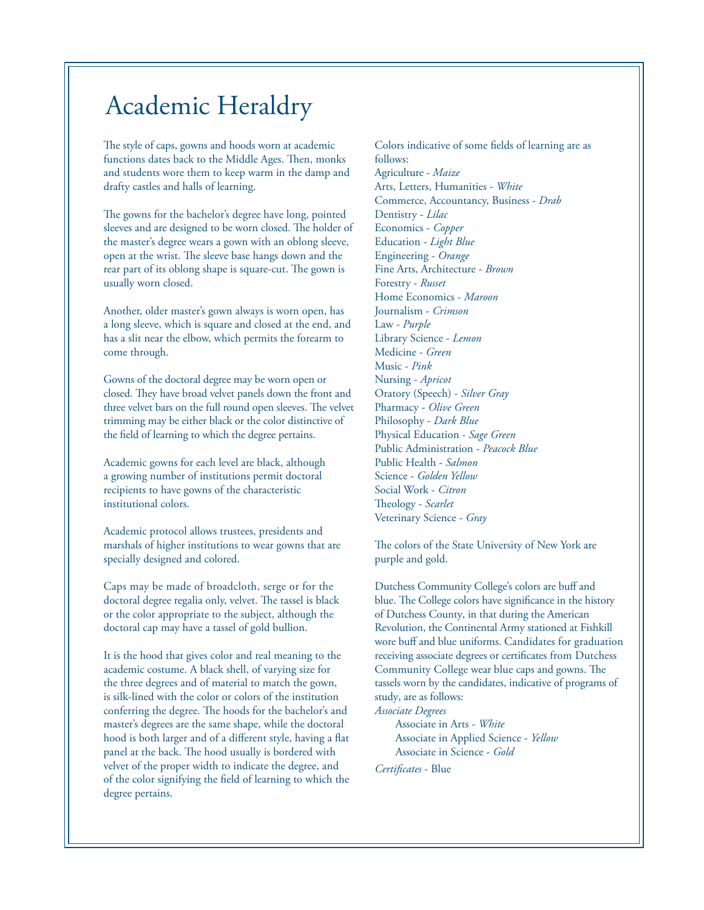# Academic Heraldry

The style of caps, gowns and hoods worn at academic functions dates back to the Middle Ages. Then, monks and students wore them to keep warm in the damp and drafty castles and halls of learning.

The gowns for the bachelor's degree have long, pointed sleeves and are designed to be worn closed. The holder of the master's degree wears a gown with an oblong sleeve, open at the wrist. The sleeve base hangs down and the rear part of its oblong shape is square-cut. The gown is usually worn closed.

Another, older master's gown always is worn open, has a long sleeve, which is square and closed at the end, and has a slit near the elbow, which permits the forearm to come through.

Gowns of the doctoral degree may be worn open or closed. They have broad velvet panels down the front and three velvet bars on the full round open sleeves. The velvet trimming may be either black or the color distinctive of the field of learning to which the degree pertains.

Academic gowns for each level are black, although a growing number of institutions permit doctoral recipients to have gowns of the characteristic institutional colors.

Academic protocol allows trustees, presidents and marshals of higher institutions to wear gowns that are specially designed and colored.

Caps may be made of broadcloth, serge or for the doctoral degree regalia only, velvet. The tassel is black or the color appropriate to the subject, although the doctoral cap may have a tassel of gold bullion.

It is the hood that gives color and real meaning to the academic costume. A black shell, of varying size for the three degrees and of material to match the gown, is silk-lined with the color or colors of the institution conferring the degree. The hoods for the bachelor's and master's degrees are the same shape, while the doctoral hood is both larger and of a different style, having a flat panel at the back. The hood usually is bordered with velvet of the proper width to indicate the degree, and of the color signifying the field of learning to which the degree pertains.

Colors indicative of some fields of learning are as follows:

Agriculture - *Maize*  
Arts, Letters, Humanities - *White*  
Commerce, Accountancy, Business - *Drab*  
Dentistry - *Lilac*  
Economics - *Copper*  
Education - *Light Blue*  
Engineering - *Orange*  
Fine Arts, Architecture - *Brown*  
Forestry - *Russet*  
Home Economics - *Maroon*  
Journalism - *Crimson*  
Law - *Purple*  
Library Science - *Lemon*  
Medicine - *Green*  
Music - *Pink*  
Nursing - *Apricot*  
Oratory (Speech) - *Silver Gray*  
Pharmacy - *Olive Green*  
Philosophy - *Dark Blue*  
Physical Education - *Sage Green*  
Public Administration - *Peacock Blue*  
Public Health - *Salmon*  
Science - *Golden Yellow*  
Social Work - *Citron*  
Theology - *Scarlet*  
Veterinary Science - *Gray*

The colors of the State University of New York are purple and gold.

Dutchess Community College's colors are buff and blue. The College colors have significance in the history of Dutchess County, in that during the American Revolution, the Continental Army stationed at Fishkill wore buff and blue uniforms. Candidates for graduation receiving associate degrees or certificates from Dutchess Community College wear blue caps and gowns. The tassels worn by the candidates, indicative of programs of study, are as follows:

*Associate Degrees*

- Associate in Arts - *White*
- Associate in Applied Science - *Yellow*
- Associate in Science - *Gold*

*Certificates* - Blue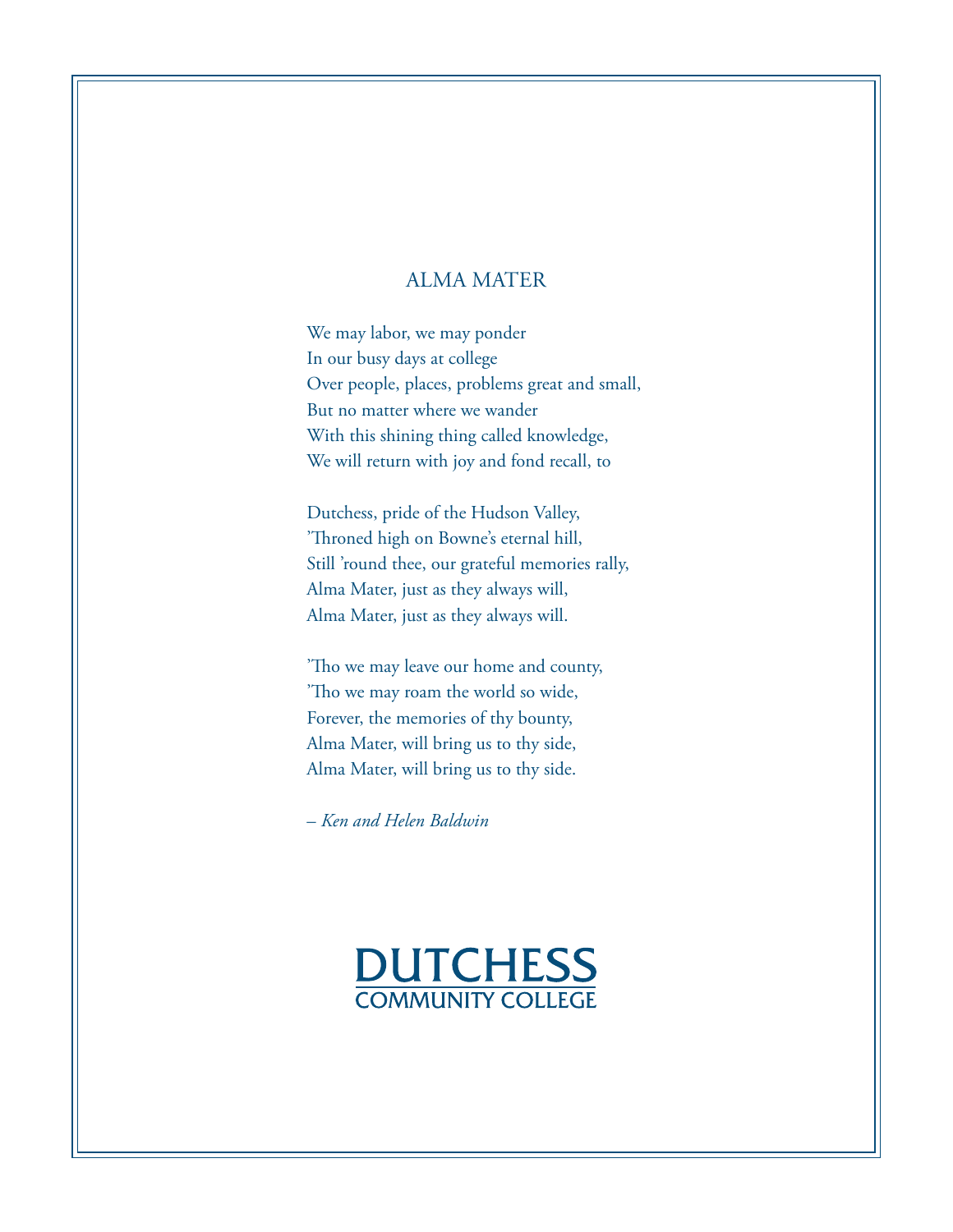# ALMA MATER

We may labor, we may ponder
In our busy days at college
Over people, places, problems great and small,
But no matter where we wander
With this shining thing called knowledge,
We will return with joy and fond recall, to

Dutchess, pride of the Hudson Valley,
'Throned high on Bowne's eternal hill,
Still 'round thee, our grateful memories rally,
Alma Mater, just as they always will,
Alma Mater, just as they always will.

'Tho we may leave our home and county,
'Tho we may roam the world so wide,
Forever, the memories of thy bounty,
Alma Mater, will bring us to thy side,
Alma Mater, will bring us to thy side.

*– Ken and Helen Baldwin*

DUTCHESS
COMMUNITY COLLEGE